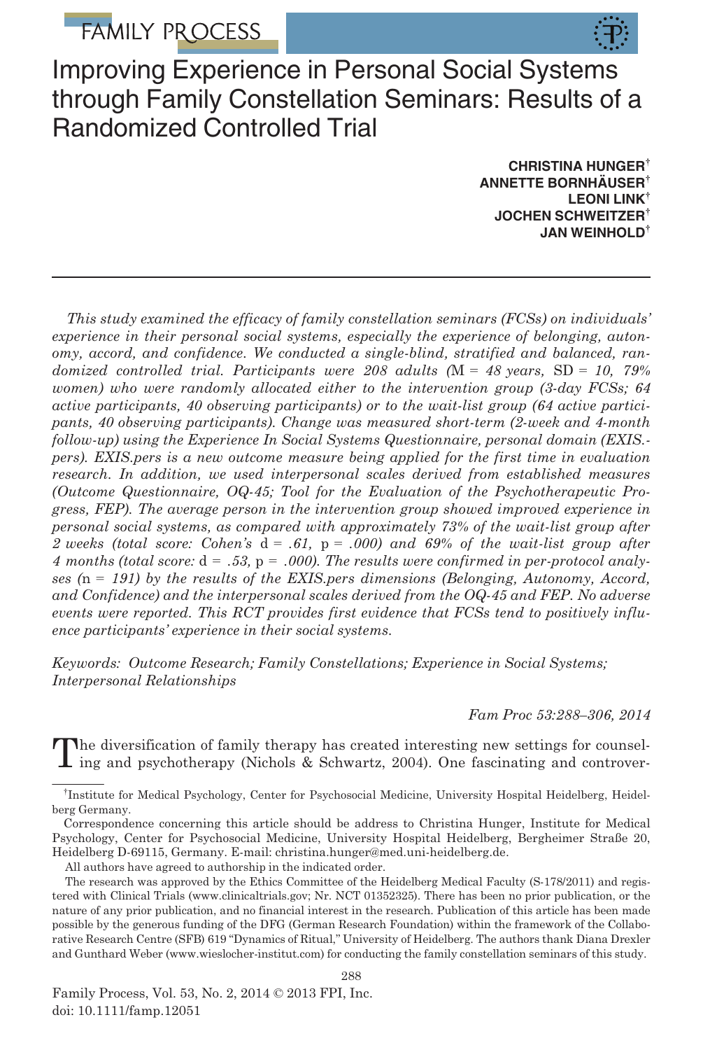# Improving Experience in Personal Social Systems through Family Constellation Seminars: Results of a Randomized Controlled Trial

**CHRISTINA HUNGER[†]**
**ANNETTE BORNHÄUSER[†]**
**LEONI LINK[†]**
**JOCHEN SCHWEITZER[†]**
**JAN WEINHOLD[†]**

*This study examined the efficacy of family constellation seminars (FCSs) on individuals' experience in their personal social systems, especially the experience of belonging, autonomy, accord, and confidence. We conducted a single-blind, stratified and balanced, randomized controlled trial. Participants were 208 adults (*M *= 48 years,* SD *= 10, 79% women) who were randomly allocated either to the intervention group (3-day FCSs; 64 active participants, 40 observing participants) or to the wait-list group (64 active participants, 40 observing participants). Change was measured short-term (2-week and 4-month follow-up) using the Experience In Social Systems Questionnaire, personal domain (EXIS.pers). EXIS.pers is a new outcome measure being applied for the first time in evaluation research. In addition, we used interpersonal scales derived from established measures (Outcome Questionnaire, OQ-45; Tool for the Evaluation of the Psychotherapeutic Progress, FEP). The average person in the intervention group showed improved experience in personal social systems, as compared with approximately 73% of the wait-list group after 2 weeks (total score: Cohen's* d *= .61,* p *= .000) and 69% of the wait-list group after 4 months (total score:* d *= .53,* p *= .000). The results were confirmed in per-protocol analyses (*n *= 191) by the results of the EXIS.pers dimensions (Belonging, Autonomy, Accord, and Confidence) and the interpersonal scales derived from the OQ-45 and FEP. No adverse events were reported. This RCT provides first evidence that FCSs tend to positively influence participants' experience in their social systems.*

*Keywords: Outcome Research; Family Constellations; Experience in Social Systems; Interpersonal Relationships*

*Fam Proc 53:288–306, 2014*

The diversification of family therapy has created interesting new settings for counseling and psychotherapy (Nichols & Schwartz, 2004). One fascinating and controver-

---

[†]Institute for Medical Psychology, Center for Psychosocial Medicine, University Hospital Heidelberg, Heidelberg Germany.

Correspondence concerning this article should be address to Christina Hunger, Institute for Medical Psychology, Center for Psychosocial Medicine, University Hospital Heidelberg, Bergheimer Straße 20, Heidelberg D-69115, Germany. E-mail: christina.hunger@med.uni-heidelberg.de.

All authors have agreed to authorship in the indicated order.

The research was approved by the Ethics Committee of the Heidelberg Medical Faculty (S-178/2011) and registered with Clinical Trials (www.clinicaltrials.gov; Nr. NCT 01352325). There has been no prior publication, or the nature of any prior publication, and no financial interest in the research. Publication of this article has been made possible by the generous funding of the DFG (German Research Foundation) within the framework of the Collaborative Research Centre (SFB) 619 "Dynamics of Ritual," University of Heidelberg. The authors thank Diana Drexler and Gunthard Weber (www.wieslocher-institut.com) for conducting the family constellation seminars of this study.

Family Process, Vol. 53, No. 2, 2014 © 2013 FPI, Inc.
doi: 10.1111/famp.12051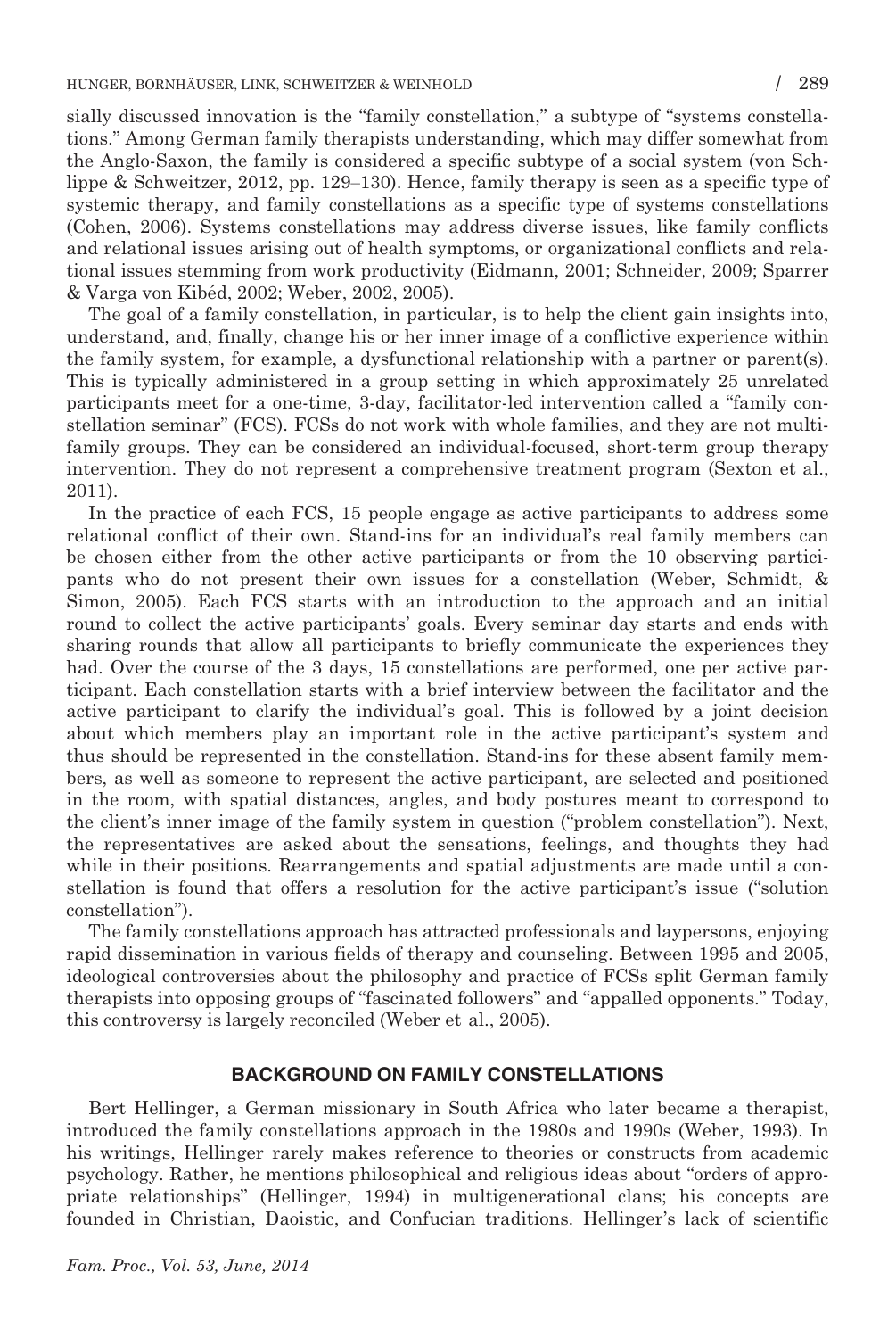sially discussed innovation is the "family constellation," a subtype of "systems constellations." Among German family therapists understanding, which may differ somewhat from the Anglo-Saxon, the family is considered a specific subtype of a social system (von Schlippe & Schweitzer, 2012, pp. 129–130). Hence, family therapy is seen as a specific type of systemic therapy, and family constellations as a specific type of systems constellations (Cohen, 2006). Systems constellations may address diverse issues, like family conflicts and relational issues arising out of health symptoms, or organizational conflicts and relational issues stemming from work productivity (Eidmann, 2001; Schneider, 2009; Sparrer & Varga von Kibéd, 2002; Weber, 2002, 2005).

The goal of a family constellation, in particular, is to help the client gain insights into, understand, and, finally, change his or her inner image of a conflictive experience within the family system, for example, a dysfunctional relationship with a partner or parent(s). This is typically administered in a group setting in which approximately 25 unrelated participants meet for a one-time, 3-day, facilitator-led intervention called a "family constellation seminar" (FCS). FCSs do not work with whole families, and they are not multifamily groups. They can be considered an individual-focused, short-term group therapy intervention. They do not represent a comprehensive treatment program (Sexton et al., 2011).

In the practice of each FCS, 15 people engage as active participants to address some relational conflict of their own. Stand-ins for an individual's real family members can be chosen either from the other active participants or from the 10 observing participants who do not present their own issues for a constellation (Weber, Schmidt, & Simon, 2005). Each FCS starts with an introduction to the approach and an initial round to collect the active participants' goals. Every seminar day starts and ends with sharing rounds that allow all participants to briefly communicate the experiences they had. Over the course of the 3 days, 15 constellations are performed, one per active participant. Each constellation starts with a brief interview between the facilitator and the active participant to clarify the individual's goal. This is followed by a joint decision about which members play an important role in the active participant's system and thus should be represented in the constellation. Stand-ins for these absent family members, as well as someone to represent the active participant, are selected and positioned in the room, with spatial distances, angles, and body postures meant to correspond to the client's inner image of the family system in question ("problem constellation"). Next, the representatives are asked about the sensations, feelings, and thoughts they had while in their positions. Rearrangements and spatial adjustments are made until a constellation is found that offers a resolution for the active participant's issue ("solution constellation").

The family constellations approach has attracted professionals and laypersons, enjoying rapid dissemination in various fields of therapy and counseling. Between 1995 and 2005, ideological controversies about the philosophy and practice of FCSs split German family therapists into opposing groups of "fascinated followers" and "appalled opponents." Today, this controversy is largely reconciled (Weber et al., 2005).

## BACKGROUND ON FAMILY CONSTELLATIONS

Bert Hellinger, a German missionary in South Africa who later became a therapist, introduced the family constellations approach in the 1980s and 1990s (Weber, 1993). In his writings, Hellinger rarely makes reference to theories or constructs from academic psychology. Rather, he mentions philosophical and religious ideas about "orders of appropriate relationships" (Hellinger, 1994) in multigenerational clans; his concepts are founded in Christian, Daoistic, and Confucian traditions. Hellinger's lack of scientific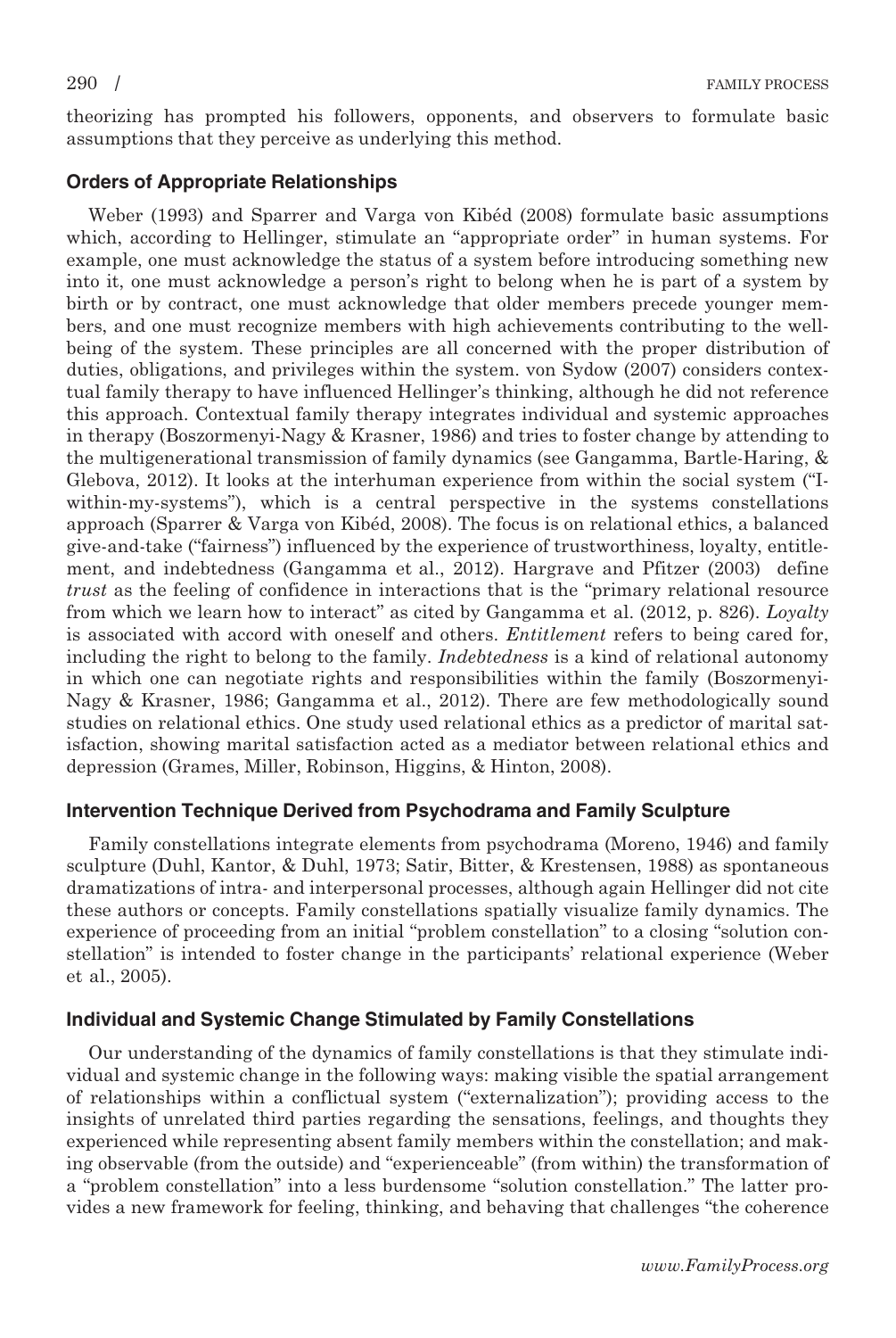theorizing has prompted his followers, opponents, and observers to formulate basic assumptions that they perceive as underlying this method.

### Orders of Appropriate Relationships

Weber (1993) and Sparrer and Varga von Kibéd (2008) formulate basic assumptions which, according to Hellinger, stimulate an "appropriate order" in human systems. For example, one must acknowledge the status of a system before introducing something new into it, one must acknowledge a person's right to belong when he is part of a system by birth or by contract, one must acknowledge that older members precede younger members, and one must recognize members with high achievements contributing to the well-being of the system. These principles are all concerned with the proper distribution of duties, obligations, and privileges within the system. von Sydow (2007) considers contextual family therapy to have influenced Hellinger's thinking, although he did not reference this approach. Contextual family therapy integrates individual and systemic approaches in therapy (Boszormenyi-Nagy & Krasner, 1986) and tries to foster change by attending to the multigenerational transmission of family dynamics (see Gangamma, Bartle-Haring, & Glebova, 2012). It looks at the interhuman experience from within the social system ("I-within-my-systems"), which is a central perspective in the systems constellations approach (Sparrer & Varga von Kibéd, 2008). The focus is on relational ethics, a balanced give-and-take ("fairness") influenced by the experience of trustworthiness, loyalty, entitlement, and indebtedness (Gangamma et al., 2012). Hargrave and Pfitzer (2003) define *trust* as the feeling of confidence in interactions that is the "primary relational resource from which we learn how to interact" as cited by Gangamma et al. (2012, p. 826). *Loyalty* is associated with accord with oneself and others. *Entitlement* refers to being cared for, including the right to belong to the family. *Indebtedness* is a kind of relational autonomy in which one can negotiate rights and responsibilities within the family (Boszormenyi-Nagy & Krasner, 1986; Gangamma et al., 2012). There are few methodologically sound studies on relational ethics. One study used relational ethics as a predictor of marital satisfaction, showing marital satisfaction acted as a mediator between relational ethics and depression (Grames, Miller, Robinson, Higgins, & Hinton, 2008).

### Intervention Technique Derived from Psychodrama and Family Sculpture

Family constellations integrate elements from psychodrama (Moreno, 1946) and family sculpture (Duhl, Kantor, & Duhl, 1973; Satir, Bitter, & Krestensen, 1988) as spontaneous dramatizations of intra- and interpersonal processes, although again Hellinger did not cite these authors or concepts. Family constellations spatially visualize family dynamics. The experience of proceeding from an initial "problem constellation" to a closing "solution constellation" is intended to foster change in the participants' relational experience (Weber et al., 2005).

### Individual and Systemic Change Stimulated by Family Constellations

Our understanding of the dynamics of family constellations is that they stimulate individual and systemic change in the following ways: making visible the spatial arrangement of relationships within a conflictual system ("externalization"); providing access to the insights of unrelated third parties regarding the sensations, feelings, and thoughts they experienced while representing absent family members within the constellation; and making observable (from the outside) and "experienceable" (from within) the transformation of a "problem constellation" into a less burdensome "solution constellation." The latter provides a new framework for feeling, thinking, and behaving that challenges "the coherence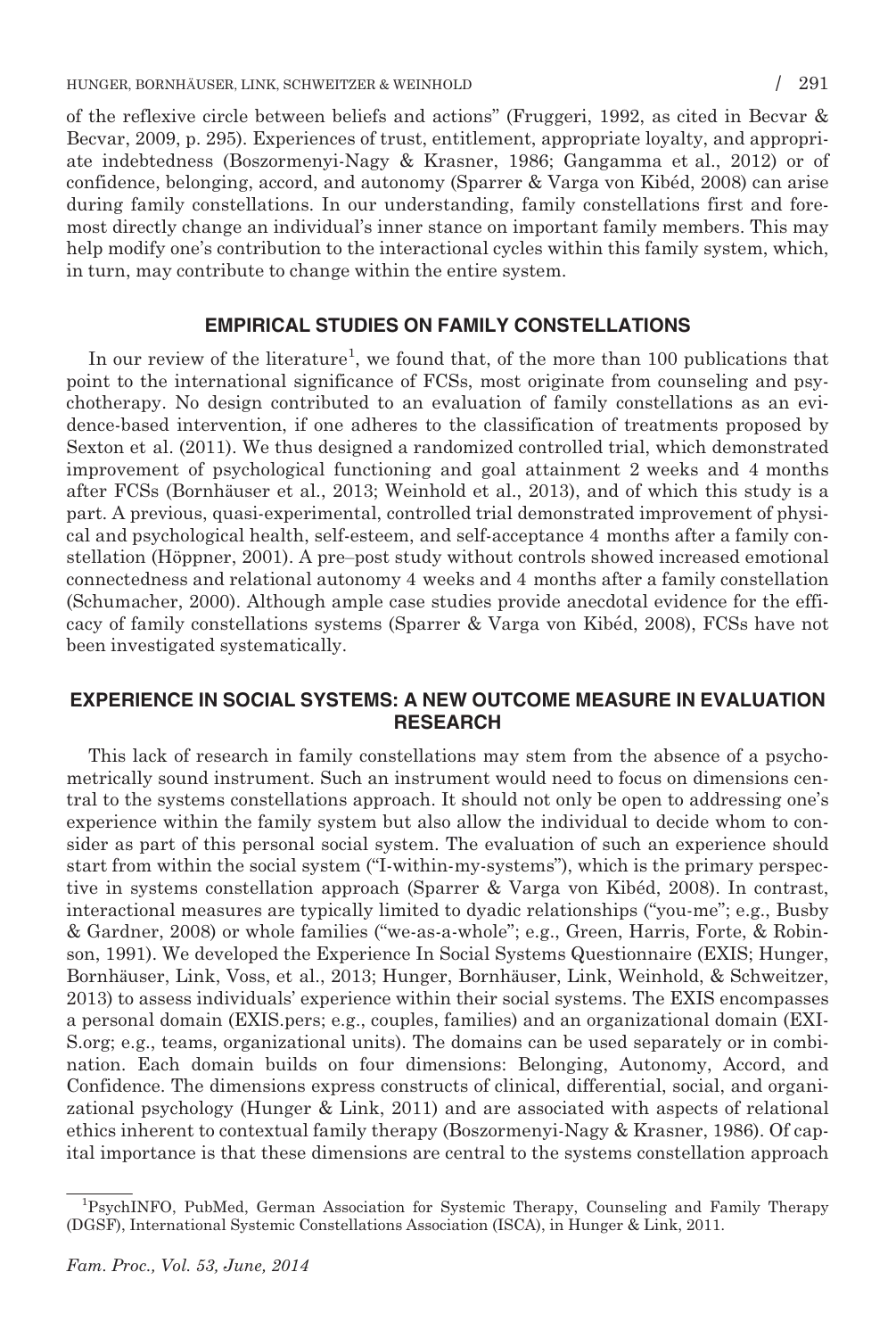of the reflexive circle between beliefs and actions" (Fruggeri, 1992, as cited in Becvar & Becvar, 2009, p. 295). Experiences of trust, entitlement, appropriate loyalty, and appropriate indebtedness (Boszormenyi-Nagy & Krasner, 1986; Gangamma et al., 2012) or of confidence, belonging, accord, and autonomy (Sparrer & Varga von Kibéd, 2008) can arise during family constellations. In our understanding, family constellations first and foremost directly change an individual's inner stance on important family members. This may help modify one's contribution to the interactional cycles within this family system, which, in turn, may contribute to change within the entire system.

## EMPIRICAL STUDIES ON FAMILY CONSTELLATIONS

In our review of the literature[1], we found that, of the more than 100 publications that point to the international significance of FCSs, most originate from counseling and psychotherapy. No design contributed to an evaluation of family constellations as an evidence-based intervention, if one adheres to the classification of treatments proposed by Sexton et al. (2011). We thus designed a randomized controlled trial, which demonstrated improvement of psychological functioning and goal attainment 2 weeks and 4 months after FCSs (Bornhäuser et al., 2013; Weinhold et al., 2013), and of which this study is a part. A previous, quasi-experimental, controlled trial demonstrated improvement of physical and psychological health, self-esteem, and self-acceptance 4 months after a family constellation (Höppner, 2001). A pre–post study without controls showed increased emotional connectedness and relational autonomy 4 weeks and 4 months after a family constellation (Schumacher, 2000). Although ample case studies provide anecdotal evidence for the efficacy of family constellations systems (Sparrer & Varga von Kibéd, 2008), FCSs have not been investigated systematically.

## EXPERIENCE IN SOCIAL SYSTEMS: A NEW OUTCOME MEASURE IN EVALUATION RESEARCH

This lack of research in family constellations may stem from the absence of a psychometrically sound instrument. Such an instrument would need to focus on dimensions central to the systems constellations approach. It should not only be open to addressing one's experience within the family system but also allow the individual to decide whom to consider as part of this personal social system. The evaluation of such an experience should start from within the social system ("I-within-my-systems"), which is the primary perspective in systems constellation approach (Sparrer & Varga von Kibéd, 2008). In contrast, interactional measures are typically limited to dyadic relationships ("you-me"; e.g., Busby & Gardner, 2008) or whole families ("we-as-a-whole"; e.g., Green, Harris, Forte, & Robinson, 1991). We developed the Experience In Social Systems Questionnaire (EXIS; Hunger, Bornhäuser, Link, Voss, et al., 2013; Hunger, Bornhäuser, Link, Weinhold, & Schweitzer, 2013) to assess individuals' experience within their social systems. The EXIS encompasses a personal domain (EXIS.pers; e.g., couples, families) and an organizational domain (EXIS.org; e.g., teams, organizational units). The domains can be used separately or in combination. Each domain builds on four dimensions: Belonging, Autonomy, Accord, and Confidence. The dimensions express constructs of clinical, differential, social, and organizational psychology (Hunger & Link, 2011) and are associated with aspects of relational ethics inherent to contextual family therapy (Boszormenyi-Nagy & Krasner, 1986). Of capital importance is that these dimensions are central to the systems constellation approach

[1] PsychINFO, PubMed, German Association for Systemic Therapy, Counseling and Family Therapy (DGSF), International Systemic Constellations Association (ISCA), in Hunger & Link, 2011.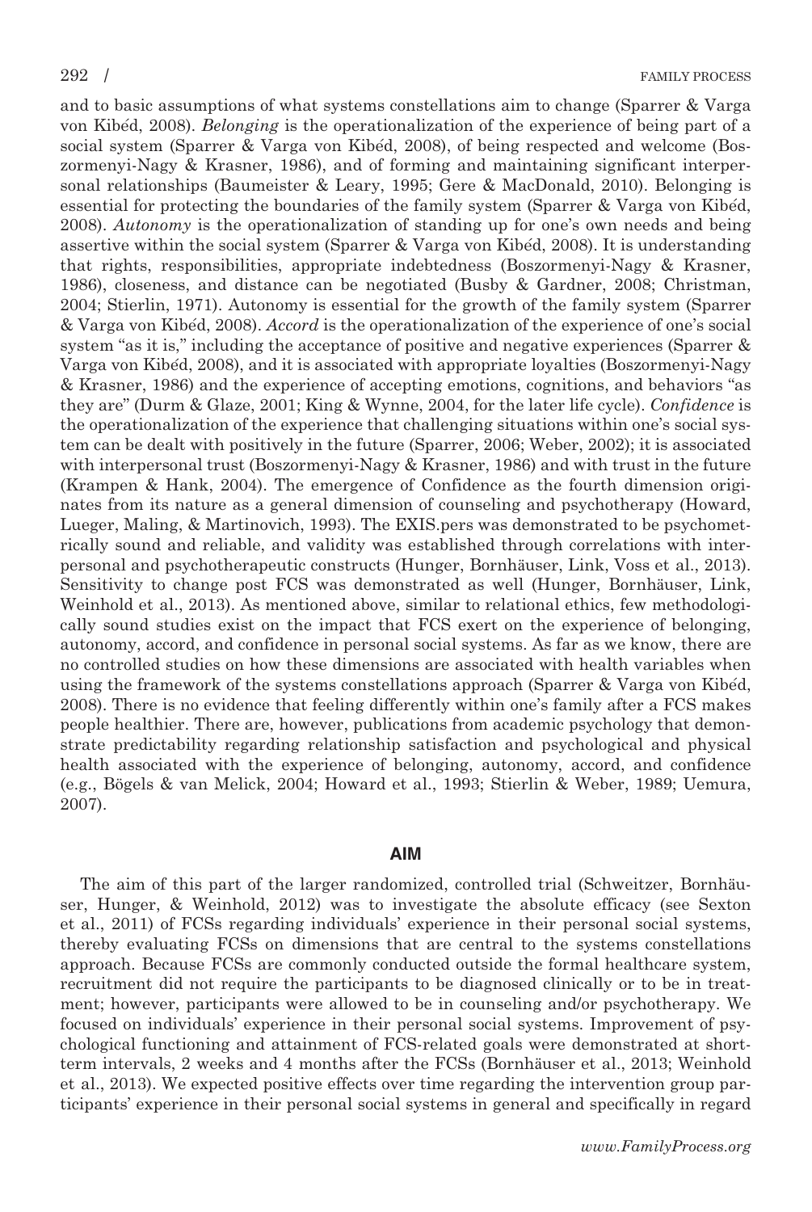and to basic assumptions of what systems constellations aim to change (Sparrer & Varga von Kibéd, 2008). *Belonging* is the operationalization of the experience of being part of a social system (Sparrer & Varga von Kibéd, 2008), of being respected and welcome (Boszormenyi-Nagy & Krasner, 1986), and of forming and maintaining significant interpersonal relationships (Baumeister & Leary, 1995; Gere & MacDonald, 2010). Belonging is essential for protecting the boundaries of the family system (Sparrer & Varga von Kibéd, 2008). *Autonomy* is the operationalization of standing up for one's own needs and being assertive within the social system (Sparrer & Varga von Kibéd, 2008). It is understanding that rights, responsibilities, appropriate indebtedness (Boszormenyi-Nagy & Krasner, 1986), closeness, and distance can be negotiated (Busby & Gardner, 2008; Christman, 2004; Stierlin, 1971). Autonomy is essential for the growth of the family system (Sparrer & Varga von Kibéd, 2008). *Accord* is the operationalization of the experience of one's social system "as it is," including the acceptance of positive and negative experiences (Sparrer & Varga von Kibéd, 2008), and it is associated with appropriate loyalties (Boszormenyi-Nagy & Krasner, 1986) and the experience of accepting emotions, cognitions, and behaviors "as they are" (Durm & Glaze, 2001; King & Wynne, 2004, for the later life cycle). *Confidence* is the operationalization of the experience that challenging situations within one's social system can be dealt with positively in the future (Sparrer, 2006; Weber, 2002); it is associated with interpersonal trust (Boszormenyi-Nagy & Krasner, 1986) and with trust in the future (Krampen & Hank, 2004). The emergence of Confidence as the fourth dimension originates from its nature as a general dimension of counseling and psychotherapy (Howard, Lueger, Maling, & Martinovich, 1993). The EXIS.pers was demonstrated to be psychometrically sound and reliable, and validity was established through correlations with interpersonal and psychotherapeutic constructs (Hunger, Bornhäuser, Link, Voss et al., 2013). Sensitivity to change post FCS was demonstrated as well (Hunger, Bornhäuser, Link, Weinhold et al., 2013). As mentioned above, similar to relational ethics, few methodologically sound studies exist on the impact that FCS exert on the experience of belonging, autonomy, accord, and confidence in personal social systems. As far as we know, there are no controlled studies on how these dimensions are associated with health variables when using the framework of the systems constellations approach (Sparrer & Varga von Kibéd, 2008). There is no evidence that feeling differently within one's family after a FCS makes people healthier. There are, however, publications from academic psychology that demonstrate predictability regarding relationship satisfaction and psychological and physical health associated with the experience of belonging, autonomy, accord, and confidence (e.g., Bögels & van Melick, 2004; Howard et al., 1993; Stierlin & Weber, 1989; Uemura, 2007).

## AIM

The aim of this part of the larger randomized, controlled trial (Schweitzer, Bornhäuser, Hunger, & Weinhold, 2012) was to investigate the absolute efficacy (see Sexton et al., 2011) of FCSs regarding individuals' experience in their personal social systems, thereby evaluating FCSs on dimensions that are central to the systems constellations approach. Because FCSs are commonly conducted outside the formal healthcare system, recruitment did not require the participants to be diagnosed clinically or to be in treatment; however, participants were allowed to be in counseling and/or psychotherapy. We focused on individuals' experience in their personal social systems. Improvement of psychological functioning and attainment of FCS-related goals were demonstrated at short-term intervals, 2 weeks and 4 months after the FCSs (Bornhäuser et al., 2013; Weinhold et al., 2013). We expected positive effects over time regarding the intervention group participants' experience in their personal social systems in general and specifically in regard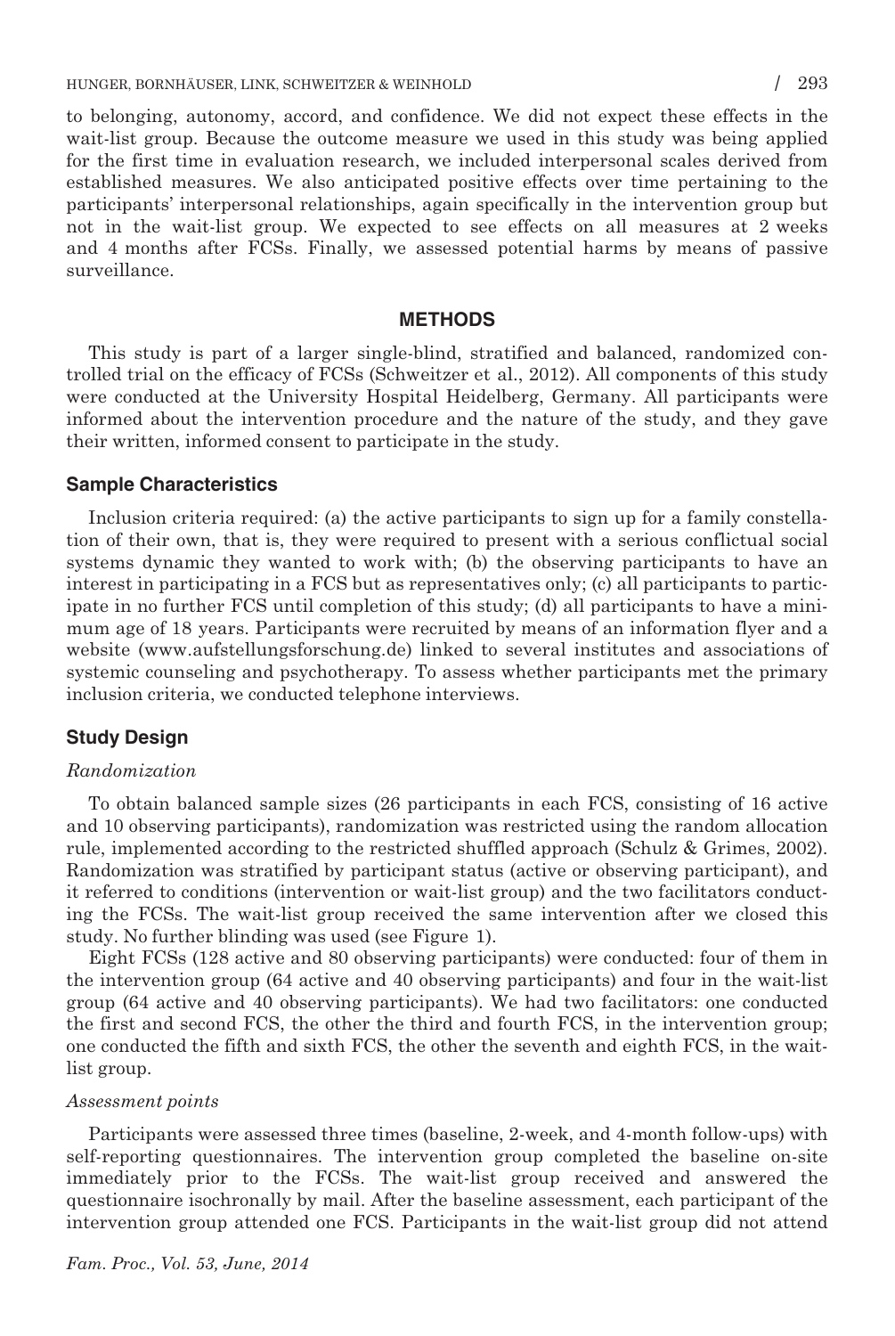to belonging, autonomy, accord, and confidence. We did not expect these effects in the wait-list group. Because the outcome measure we used in this study was being applied for the first time in evaluation research, we included interpersonal scales derived from established measures. We also anticipated positive effects over time pertaining to the participants' interpersonal relationships, again specifically in the intervention group but not in the wait-list group. We expected to see effects on all measures at 2 weeks and 4 months after FCSs. Finally, we assessed potential harms by means of passive surveillance.

## METHODS

This study is part of a larger single-blind, stratified and balanced, randomized controlled trial on the efficacy of FCSs (Schweitzer et al., 2012). All components of this study were conducted at the University Hospital Heidelberg, Germany. All participants were informed about the intervention procedure and the nature of the study, and they gave their written, informed consent to participate in the study.

### Sample Characteristics

Inclusion criteria required: (a) the active participants to sign up for a family constellation of their own, that is, they were required to present with a serious conflictual social systems dynamic they wanted to work with; (b) the observing participants to have an interest in participating in a FCS but as representatives only; (c) all participants to participate in no further FCS until completion of this study; (d) all participants to have a minimum age of 18 years. Participants were recruited by means of an information flyer and a website (www.aufstellungsforschung.de) linked to several institutes and associations of systemic counseling and psychotherapy. To assess whether participants met the primary inclusion criteria, we conducted telephone interviews.

### Study Design

#### *Randomization*

To obtain balanced sample sizes (26 participants in each FCS, consisting of 16 active and 10 observing participants), randomization was restricted using the random allocation rule, implemented according to the restricted shuffled approach (Schulz & Grimes, 2002). Randomization was stratified by participant status (active or observing participant), and it referred to conditions (intervention or wait-list group) and the two facilitators conducting the FCSs. The wait-list group received the same intervention after we closed this study. No further blinding was used (see Figure 1).

Eight FCSs (128 active and 80 observing participants) were conducted: four of them in the intervention group (64 active and 40 observing participants) and four in the wait-list group (64 active and 40 observing participants). We had two facilitators: one conducted the first and second FCS, the other the third and fourth FCS, in the intervention group; one conducted the fifth and sixth FCS, the other the seventh and eighth FCS, in the wait-list group.

#### *Assessment points*

Participants were assessed three times (baseline, 2-week, and 4-month follow-ups) with self-reporting questionnaires. The intervention group completed the baseline on-site immediately prior to the FCSs. The wait-list group received and answered the questionnaire isochronally by mail. After the baseline assessment, each participant of the intervention group attended one FCS. Participants in the wait-list group did not attend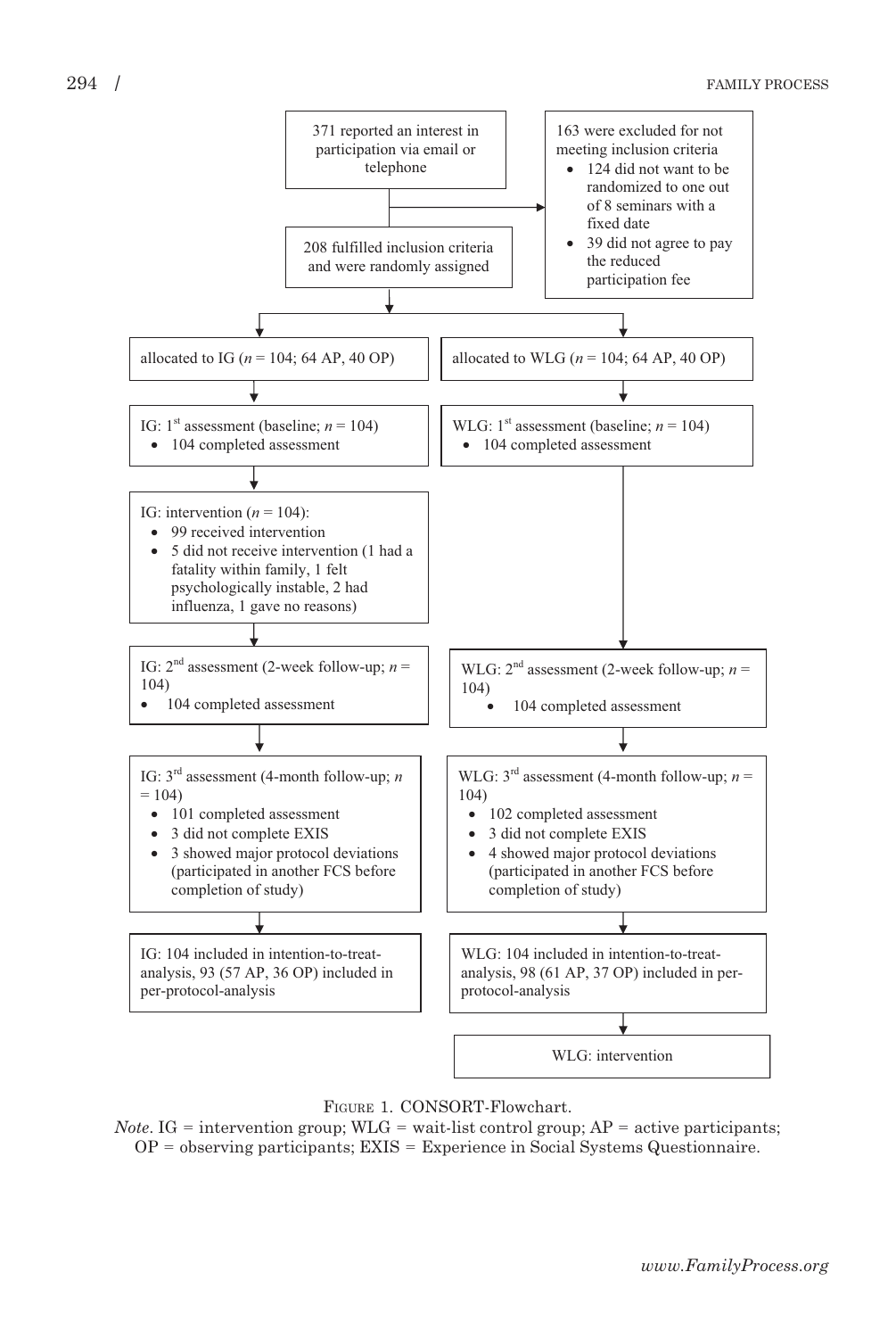371 reported an interest in participation via email or telephone

163 were excluded for not meeting inclusion criteria

- 124 did not want to be randomized to one out of 8 seminars with a fixed date
- 39 did not agree to pay the reduced participation fee

208 fulfilled inclusion criteria and were randomly assigned

allocated to IG ($n$ = 104; 64 AP, 40 OP)

allocated to WLG ($n$ = 104; 64 AP, 40 OP)

IG: 1st assessment (baseline; $n$ = 104)

- 104 completed assessment

WLG: 1st assessment (baseline; $n$ = 104)

- 104 completed assessment

IG: intervention ($n$ = 104):

- 99 received intervention
- 5 did not receive intervention (1 had a fatality within family, 1 felt psychologically instable, 2 had influenza, 1 gave no reasons)

IG: 2nd assessment (2-week follow-up; $n$ = 104)

- 104 completed assessment

WLG: 2nd assessment (2-week follow-up; $n$ = 104)

- 104 completed assessment

IG: 3rd assessment (4-month follow-up; $n$ = 104)

- 101 completed assessment
- 3 did not complete EXIS
- 3 showed major protocol deviations (participated in another FCS before completion of study)

WLG: 3rd assessment (4-month follow-up; $n$ = 104)

- 102 completed assessment
- 3 did not complete EXIS
- 4 showed major protocol deviations (participated in another FCS before completion of study)

IG: 104 included in intention-to-treat-analysis, 93 (57 AP, 36 OP) included in per-protocol-analysis

WLG: 104 included in intention-to-treat-analysis, 98 (61 AP, 37 OP) included in per-protocol-analysis

WLG: intervention

FIGURE 1. CONSORT-Flowchart.

*Note*. IG = intervention group; WLG = wait-list control group; AP = active participants; OP = observing participants; EXIS = Experience in Social Systems Questionnaire.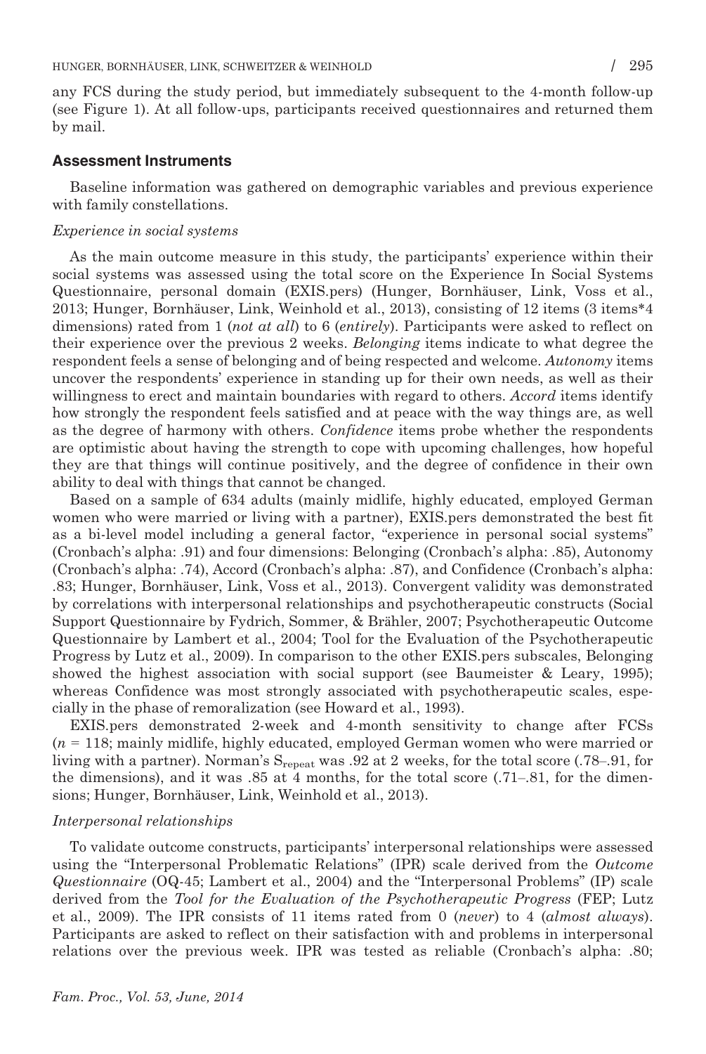any FCS during the study period, but immediately subsequent to the 4-month follow-up (see Figure 1). At all follow-ups, participants received questionnaires and returned them by mail.

### Assessment Instruments

Baseline information was gathered on demographic variables and previous experience with family constellations.

#### *Experience in social systems*

As the main outcome measure in this study, the participants' experience within their social systems was assessed using the total score on the Experience In Social Systems Questionnaire, personal domain (EXIS.pers) (Hunger, Bornhäuser, Link, Voss et al., 2013; Hunger, Bornhäuser, Link, Weinhold et al., 2013), consisting of 12 items (3 items*4 dimensions) rated from 1 (*not at all*) to 6 (*entirely*). Participants were asked to reflect on their experience over the previous 2 weeks. *Belonging* items indicate to what degree the respondent feels a sense of belonging and of being respected and welcome. *Autonomy* items uncover the respondents' experience in standing up for their own needs, as well as their willingness to erect and maintain boundaries with regard to others. *Accord* items identify how strongly the respondent feels satisfied and at peace with the way things are, as well as the degree of harmony with others. *Confidence* items probe whether the respondents are optimistic about having the strength to cope with upcoming challenges, how hopeful they are that things will continue positively, and the degree of confidence in their own ability to deal with things that cannot be changed.

Based on a sample of 634 adults (mainly midlife, highly educated, employed German women who were married or living with a partner), EXIS.pers demonstrated the best fit as a bi-level model including a general factor, "experience in personal social systems" (Cronbach's alpha: .91) and four dimensions: Belonging (Cronbach's alpha: .85), Autonomy (Cronbach's alpha: .74), Accord (Cronbach's alpha: .87), and Confidence (Cronbach's alpha: .83; Hunger, Bornhäuser, Link, Voss et al., 2013). Convergent validity was demonstrated by correlations with interpersonal relationships and psychotherapeutic constructs (Social Support Questionnaire by Fydrich, Sommer, & Brähler, 2007; Psychotherapeutic Outcome Questionnaire by Lambert et al., 2004; Tool for the Evaluation of the Psychotherapeutic Progress by Lutz et al., 2009). In comparison to the other EXIS.pers subscales, Belonging showed the highest association with social support (see Baumeister & Leary, 1995); whereas Confidence was most strongly associated with psychotherapeutic scales, especially in the phase of remoralization (see Howard et al., 1993).

EXIS.pers demonstrated 2-week and 4-month sensitivity to change after FCSs ($n$ = 118; mainly midlife, highly educated, employed German women who were married or living with a partner). Norman's $S_{repeat}$ was .92 at 2 weeks, for the total score (.78–.91, for the dimensions), and it was .85 at 4 months, for the total score (.71–.81, for the dimensions; Hunger, Bornhäuser, Link, Weinhold et al., 2013).

#### *Interpersonal relationships*

To validate outcome constructs, participants' interpersonal relationships were assessed using the "Interpersonal Problematic Relations" (IPR) scale derived from the *Outcome Questionnaire* (OQ-45; Lambert et al., 2004) and the "Interpersonal Problems" (IP) scale derived from the *Tool for the Evaluation of the Psychotherapeutic Progress* (FEP; Lutz et al., 2009). The IPR consists of 11 items rated from 0 (*never*) to 4 (*almost always*). Participants are asked to reflect on their satisfaction with and problems in interpersonal relations over the previous week. IPR was tested as reliable (Cronbach's alpha: .80;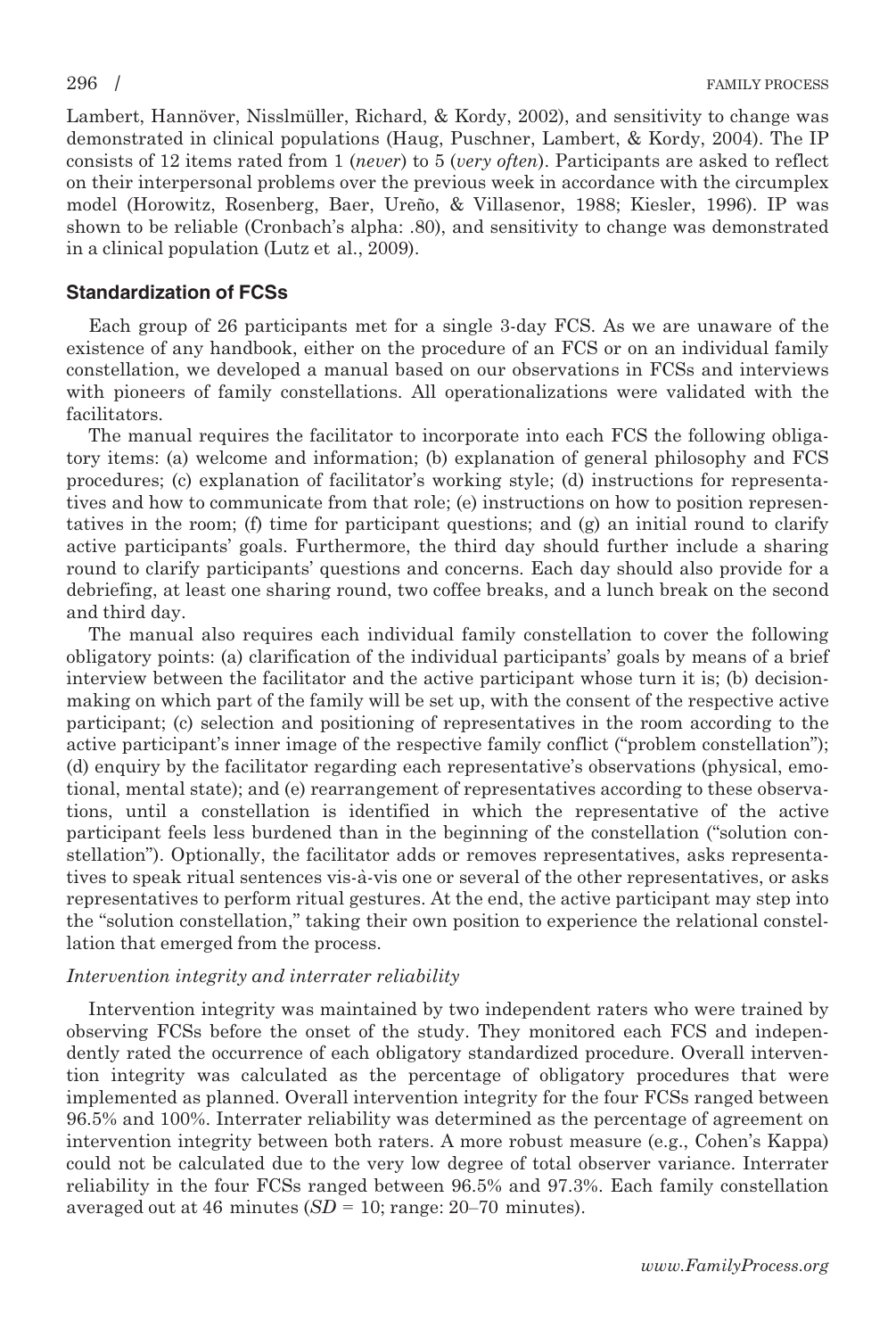Lambert, Hannöver, Nisslmüller, Richard, & Kordy, 2002), and sensitivity to change was demonstrated in clinical populations (Haug, Puschner, Lambert, & Kordy, 2004). The IP consists of 12 items rated from 1 (*never*) to 5 (*very often*). Participants are asked to reflect on their interpersonal problems over the previous week in accordance with the circumplex model (Horowitz, Rosenberg, Baer, Ureño, & Villasenor, 1988; Kiesler, 1996). IP was shown to be reliable (Cronbach's alpha: .80), and sensitivity to change was demonstrated in a clinical population (Lutz et al., 2009).

## Standardization of FCSs

Each group of 26 participants met for a single 3-day FCS. As we are unaware of the existence of any handbook, either on the procedure of an FCS or on an individual family constellation, we developed a manual based on our observations in FCSs and interviews with pioneers of family constellations. All operationalizations were validated with the facilitators.

The manual requires the facilitator to incorporate into each FCS the following obligatory items: (a) welcome and information; (b) explanation of general philosophy and FCS procedures; (c) explanation of facilitator's working style; (d) instructions for representatives and how to communicate from that role; (e) instructions on how to position representatives in the room; (f) time for participant questions; and (g) an initial round to clarify active participants' goals. Furthermore, the third day should further include a sharing round to clarify participants' questions and concerns. Each day should also provide for a debriefing, at least one sharing round, two coffee breaks, and a lunch break on the second and third day.

The manual also requires each individual family constellation to cover the following obligatory points: (a) clarification of the individual participants' goals by means of a brief interview between the facilitator and the active participant whose turn it is; (b) decision-making on which part of the family will be set up, with the consent of the respective active participant; (c) selection and positioning of representatives in the room according to the active participant's inner image of the respective family conflict ("problem constellation"); (d) enquiry by the facilitator regarding each representative's observations (physical, emotional, mental state); and (e) rearrangement of representatives according to these observations, until a constellation is identified in which the representative of the active participant feels less burdened than in the beginning of the constellation ("solution constellation"). Optionally, the facilitator adds or removes representatives, asks representatives to speak ritual sentences vis-à-vis one or several of the other representatives, or asks representatives to perform ritual gestures. At the end, the active participant may step into the "solution constellation," taking their own position to experience the relational constellation that emerged from the process.

### *Intervention integrity and interrater reliability*

Intervention integrity was maintained by two independent raters who were trained by observing FCSs before the onset of the study. They monitored each FCS and independently rated the occurrence of each obligatory standardized procedure. Overall intervention integrity was calculated as the percentage of obligatory procedures that were implemented as planned. Overall intervention integrity for the four FCSs ranged between 96.5% and 100%. Interrater reliability was determined as the percentage of agreement on intervention integrity between both raters. A more robust measure (e.g., Cohen's Kappa) could not be calculated due to the very low degree of total observer variance. Interrater reliability in the four FCSs ranged between 96.5% and 97.3%. Each family constellation averaged out at 46 minutes ($SD = 10$; range: 20–70 minutes).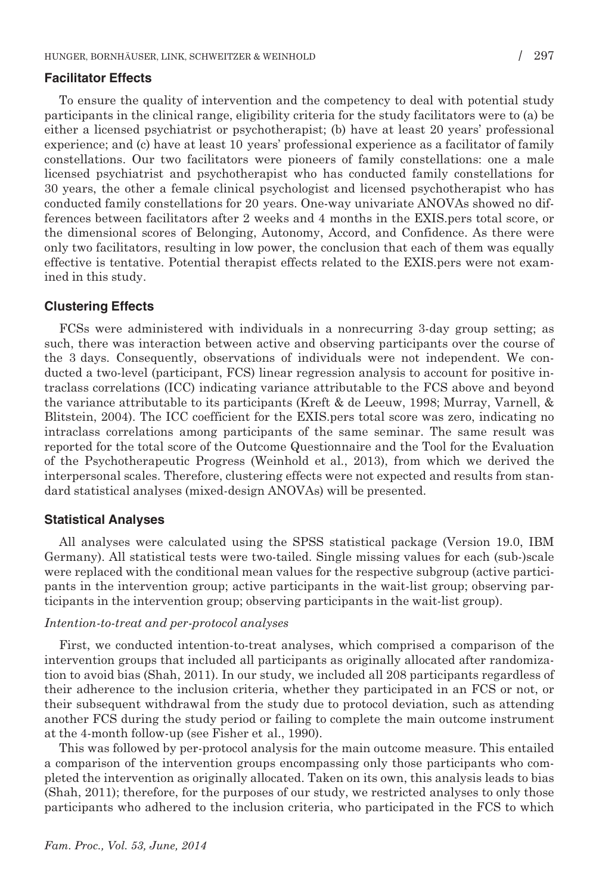### Facilitator Effects

To ensure the quality of intervention and the competency to deal with potential study participants in the clinical range, eligibility criteria for the study facilitators were to (a) be either a licensed psychiatrist or psychotherapist; (b) have at least 20 years' professional experience; and (c) have at least 10 years' professional experience as a facilitator of family constellations. Our two facilitators were pioneers of family constellations: one a male licensed psychiatrist and psychotherapist who has conducted family constellations for 30 years, the other a female clinical psychologist and licensed psychotherapist who has conducted family constellations for 20 years. One-way univariate ANOVAs showed no differences between facilitators after 2 weeks and 4 months in the EXIS.pers total score, or the dimensional scores of Belonging, Autonomy, Accord, and Confidence. As there were only two facilitators, resulting in low power, the conclusion that each of them was equally effective is tentative. Potential therapist effects related to the EXIS.pers were not examined in this study.

### Clustering Effects

FCSs were administered with individuals in a nonrecurring 3-day group setting; as such, there was interaction between active and observing participants over the course of the 3 days. Consequently, observations of individuals were not independent. We conducted a two-level (participant, FCS) linear regression analysis to account for positive intraclass correlations (ICC) indicating variance attributable to the FCS above and beyond the variance attributable to its participants (Kreft & de Leeuw, 1998; Murray, Varnell, & Blitstein, 2004). The ICC coefficient for the EXIS.pers total score was zero, indicating no intraclass correlations among participants of the same seminar. The same result was reported for the total score of the Outcome Questionnaire and the Tool for the Evaluation of the Psychotherapeutic Progress (Weinhold et al., 2013), from which we derived the interpersonal scales. Therefore, clustering effects were not expected and results from standard statistical analyses (mixed-design ANOVAs) will be presented.

### Statistical Analyses

All analyses were calculated using the SPSS statistical package (Version 19.0, IBM Germany). All statistical tests were two-tailed. Single missing values for each (sub-)scale were replaced with the conditional mean values for the respective subgroup (active participants in the intervention group; active participants in the wait-list group; observing participants in the intervention group; observing participants in the wait-list group).

#### *Intention-to-treat and per-protocol analyses*

First, we conducted intention-to-treat analyses, which comprised a comparison of the intervention groups that included all participants as originally allocated after randomization to avoid bias (Shah, 2011). In our study, we included all 208 participants regardless of their adherence to the inclusion criteria, whether they participated in an FCS or not, or their subsequent withdrawal from the study due to protocol deviation, such as attending another FCS during the study period or failing to complete the main outcome instrument at the 4-month follow-up (see Fisher et al., 1990).

This was followed by per-protocol analysis for the main outcome measure. This entailed a comparison of the intervention groups encompassing only those participants who completed the intervention as originally allocated. Taken on its own, this analysis leads to bias (Shah, 2011); therefore, for the purposes of our study, we restricted analyses to only those participants who adhered to the inclusion criteria, who participated in the FCS to which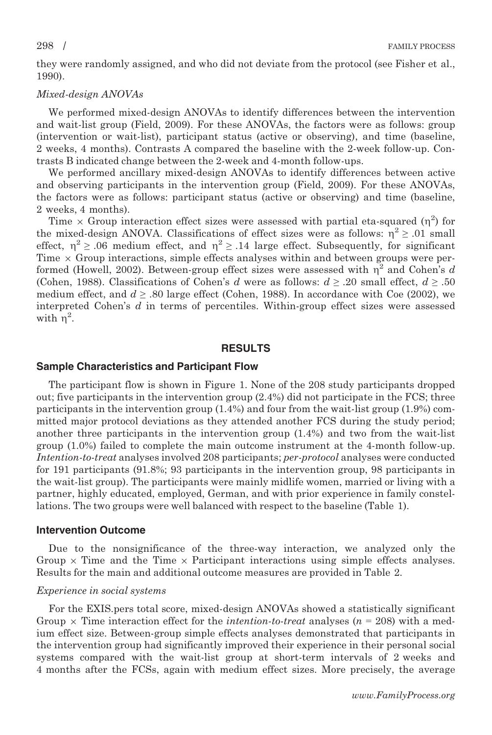they were randomly assigned, and who did not deviate from the protocol (see Fisher et al., 1990).

*Mixed-design ANOVAs*

We performed mixed-design ANOVAs to identify differences between the intervention and wait-list group (Field, 2009). For these ANOVAs, the factors were as follows: group (intervention or wait-list), participant status (active or observing), and time (baseline, 2 weeks, 4 months). Contrasts A compared the baseline with the 2-week follow-up. Contrasts B indicated change between the 2-week and 4-month follow-ups.

We performed ancillary mixed-design ANOVAs to identify differences between active and observing participants in the intervention group (Field, 2009). For these ANOVAs, the factors were as follows: participant status (active or observing) and time (baseline, 2 weeks, 4 months).

Time × Group interaction effect sizes were assessed with partial eta-squared ($\eta^2$) for the mixed-design ANOVA. Classifications of effect sizes were as follows: $\eta^2 \geq .01$ small effect, $\eta^2 \geq .06$ medium effect, and $\eta^2 \geq .14$ large effect. Subsequently, for significant Time × Group interactions, simple effects analyses within and between groups were performed (Howell, 2002). Between-group effect sizes were assessed with $\eta^2$ and Cohen's $d$ (Cohen, 1988). Classifications of Cohen's $d$ were as follows: $d \geq .20$ small effect, $d \geq .50$ medium effect, and $d \geq .80$ large effect (Cohen, 1988). In accordance with Coe (2002), we interpreted Cohen's $d$ in terms of percentiles. Within-group effect sizes were assessed with $\eta^2$.

## RESULTS

### Sample Characteristics and Participant Flow

The participant flow is shown in Figure 1. None of the 208 study participants dropped out; five participants in the intervention group (2.4%) did not participate in the FCS; three participants in the intervention group (1.4%) and four from the wait-list group (1.9%) committed major protocol deviations as they attended another FCS during the study period; another three participants in the intervention group (1.4%) and two from the wait-list group (1.0%) failed to complete the main outcome instrument at the 4-month follow-up. *Intention-to-treat* analyses involved 208 participants; *per-protocol* analyses were conducted for 191 participants (91.8%; 93 participants in the intervention group, 98 participants in the wait-list group). The participants were mainly midlife women, married or living with a partner, highly educated, employed, German, and with prior experience in family constellations. The two groups were well balanced with respect to the baseline (Table 1).

### Intervention Outcome

Due to the nonsignificance of the three-way interaction, we analyzed only the Group × Time and the Time × Participant interactions using simple effects analyses. Results for the main and additional outcome measures are provided in Table 2.

*Experience in social systems*

For the EXIS.pers total score, mixed-design ANOVAs showed a statistically significant Group × Time interaction effect for the *intention-to-treat* analyses ($n$ = 208) with a medium effect size. Between-group simple effects analyses demonstrated that participants in the intervention group had significantly improved their experience in their personal social systems compared with the wait-list group at short-term intervals of 2 weeks and 4 months after the FCSs, again with medium effect sizes. More precisely, the average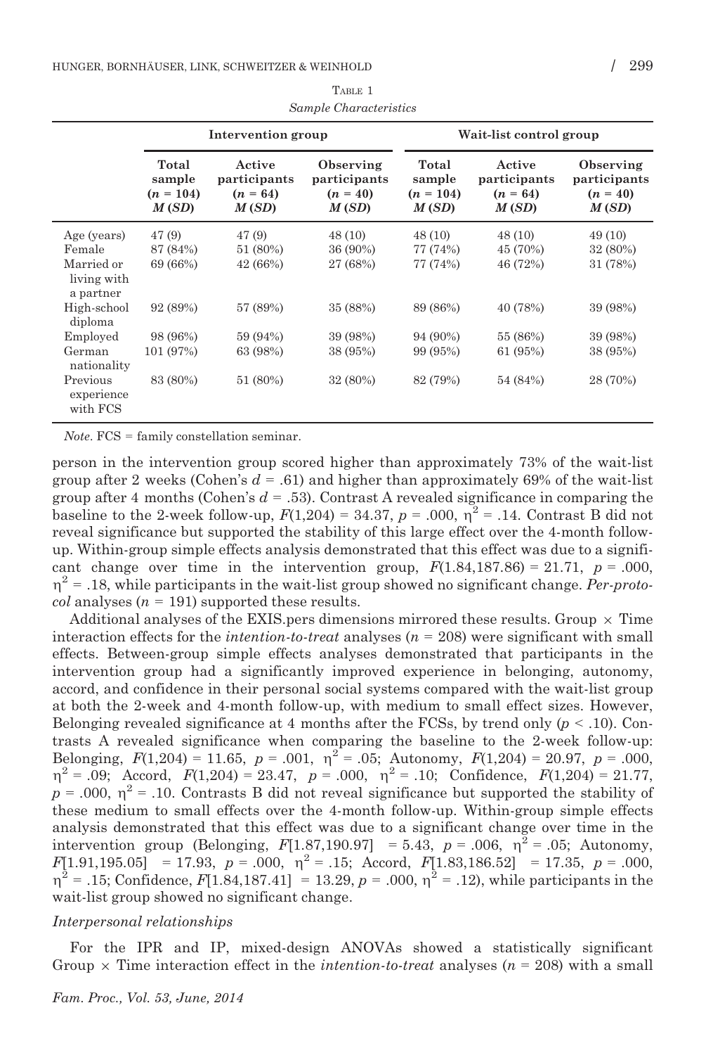Table 1

*Sample Characteristics*

| | Intervention group | | | Wait-list control group | | |
|---|---|---|---|---|---|---|
| | Total sample ($n$ = 104) *M* (*SD*) | Active participants ($n$ = 64) *M* (*SD*) | Observing participants ($n$ = 40) *M* (*SD*) | Total sample ($n$ = 104) *M* (*SD*) | Active participants ($n$ = 64) *M* (*SD*) | Observing participants ($n$ = 40) *M* (*SD*) |
| Age (years) | 47 (9) | 47 (9) | 48 (10) | 48 (10) | 48 (10) | 49 (10) |
| Female | 87 (84%) | 51 (80%) | 36 (90%) | 77 (74%) | 45 (70%) | 32 (80%) |
| Married or living with a partner | 69 (66%) | 42 (66%) | 27 (68%) | 77 (74%) | 46 (72%) | 31 (78%) |
| High-school diploma | 92 (89%) | 57 (89%) | 35 (88%) | 89 (86%) | 40 (78%) | 39 (98%) |
| Employed | 98 (96%) | 59 (94%) | 39 (98%) | 94 (90%) | 55 (86%) | 39 (98%) |
| German nationality | 101 (97%) | 63 (98%) | 38 (95%) | 99 (95%) | 61 (95%) | 38 (95%) |
| Previous experience with FCS | 83 (80%) | 51 (80%) | 32 (80%) | 82 (79%) | 54 (84%) | 28 (70%) |

*Note*. FCS = family constellation seminar.

person in the intervention group scored higher than approximately 73% of the wait-list group after 2 weeks (Cohen's $d$ = .61) and higher than approximately 69% of the wait-list group after 4 months (Cohen's $d$ = .53). Contrast A revealed significance in comparing the baseline to the 2-week follow-up, $F(1,204) = 34.37$, $p = .000$, $\eta^2 = .14$. Contrast B did not reveal significance but supported the stability of this large effect over the 4-month follow-up. Within-group simple effects analysis demonstrated that this effect was due to a significant change over time in the intervention group, $F(1.84,187.86) = 21.71$, $p = .000$, $\eta^2 = .18$, while participants in the wait-list group showed no significant change. *Per-protocol* analyses ($n$ = 191) supported these results.

Additional analyses of the EXIS.pers dimensions mirrored these results. Group × Time interaction effects for the *intention-to-treat* analyses ($n$ = 208) were significant with small effects. Between-group simple effects analyses demonstrated that participants in the intervention group had a significantly improved experience in belonging, autonomy, accord, and confidence in their personal social systems compared with the wait-list group at both the 2-week and 4-month follow-up, with medium to small effect sizes. However, Belonging revealed significance at 4 months after the FCSs, by trend only ($p < .10$). Contrasts A revealed significance when comparing the baseline to the 2-week follow-up: Belonging, $F(1,204) = 11.65$, $p = .001$, $\eta^2 = .05$; Autonomy, $F(1,204) = 20.97$, $p = .000$, $\eta^2 = .09$; Accord, $F(1,204) = 23.47$, $p = .000$, $\eta^2 = .10$; Confidence, $F(1,204) = 21.77$, $p = .000$, $\eta^2 = .10$. Contrasts B did not reveal significance but supported the stability of these medium to small effects over the 4-month follow-up. Within-group simple effects analysis demonstrated that this effect was due to a significant change over time in the intervention group (Belonging, $F[1.87,190.97] = 5.43$, $p = .006$, $\eta^2 = .05$; Autonomy, $F[1.91,195.05] = 17.93$, $p = .000$, $\eta^2 = .15$; Accord, $F[1.83,186.52] = 17.35$, $p = .000$, $\eta^2 = .15$; Confidence, $F[1.84,187.41] = 13.29$, $p = .000$, $\eta^2 = .12$), while participants in the wait-list group showed no significant change.

#### *Interpersonal relationships*

For the IPR and IP, mixed-design ANOVAs showed a statistically significant Group × Time interaction effect in the *intention-to-treat* analyses ($n$ = 208) with a small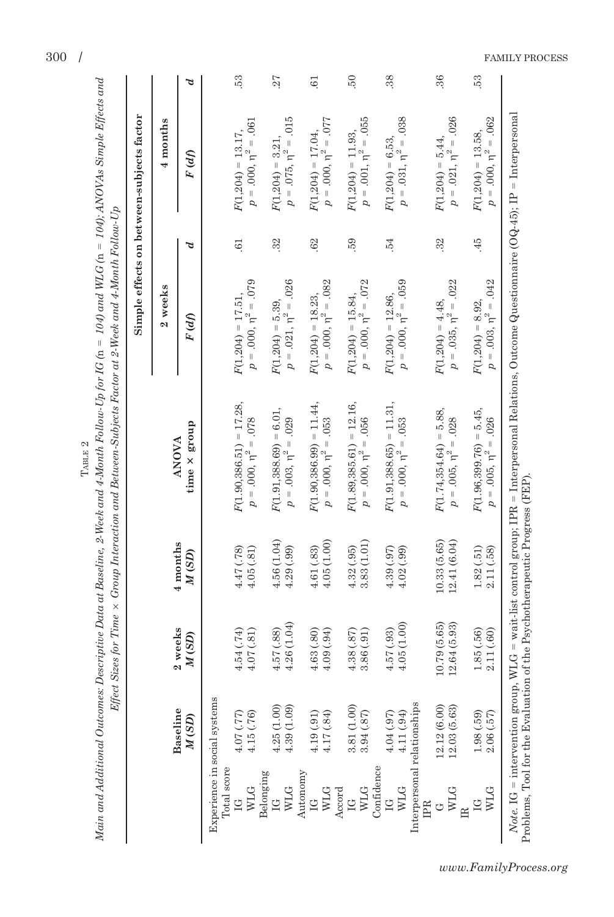Table 2

*Main and Additional Outcomes: Descriptive Data at Baseline, 2-Week and 4-Month Follow-Up for IG (n = 104) and WLG (n = 104); ANOVAs Simple Effects and Effect Sizes for Time × Group Interaction and Between-Subjects Factor at 2-Week and 4-Month Follow-Up*

| | Baseline | 2 weeks | 4 months | ANOVA | Simple effects on between-subjects factor | | | |
|---|---|---|---|---|---|---|---|---|
| | | | | | 2 weeks | | 4 months | |
| | *M (SD)* | *M (SD)* | *M (SD)* | time × group | *F (df)* | *d* | *F (df)* | *d* |
| Experience in social systems | | | | | | | | |
| Total score | | | | | | | | |
| IG | 4.07 (.77) | 4.54 (.74) | 4.47 (.78) | $F(1.90,386.51) = 17.28$, $p = .000$, $\eta^2 = .078$ | $F(1,204) = 17.51$, $p = .000$, $\eta^2 = .079$ | .61 | $F(1,204) = 13.17$, $p = .000$, $\eta^2 = .061$ | .53 |
| WLG | 4.15 (.76) | 4.07 (.81) | 4.05 (.81) | | | | | |
| Belonging | | | | | | | | |
| IG | 4.25 (1.00) | 4.57 (.88) | 4.56 (1.04) | $F(1.91,388.69) = 6.01$, $p = .003$, $\eta^2 = .029$ | $F(1,204) = 5.39$, $p = .021$, $\eta^2 = .026$ | .32 | $F(1,204) = 3.21$, $p = .075$, $\eta^2 = .015$ | .27 |
| WLG | 4.39 (1.09) | 4.26 (1.04) | 4.29 (.99) | | | | | |
| Autonomy | | | | | | | | |
| IG | 4.19 (.91) | 4.63 (.80) | 4.61 (.83) | $F(1.90,386.99) = 11.44$, $p = .000$, $\eta^2 = .053$ | $F(1,204) = 18.23$, $p = .000$, $\eta^2 = .082$ | .62 | $F(1,204) = 17.04$, $p = .000$, $\eta^2 = .077$ | .61 |
| WLG | 4.17 (.84) | 4.09 (.94) | 4.05 (1.00) | | | | | |
| Accord | | | | | | | | |
| IG | 3.81 (1.00) | 4.38 (.87) | 4.32 (.95) | $F(1.89,385.61) = 12.16$, $p = .000$, $\eta^2 = .056$ | $F(1,204) = 15.84$, $p = .000$, $\eta^2 = .072$ | .59 | $F(1,204) = 11.93$, $p = .001$, $\eta^2 = .055$ | .50 |
| WLG | 3.94 (.87) | 3.86 (.91) | 3.83 (1.01) | | | | | |
| Confidence | | | | | | | | |
| IG | 4.04 (.97) | 4.57 (.93) | 4.39 (.97) | $F(1.91,388.65) = 11.31$, $p = .000$, $\eta^2 = .053$ | $F(1,204) = 12.86$, $p = .000$, $\eta^2 = .059$ | .54 | $F(1,204) = 6.53$, $p = .031$, $\eta^2 = .038$ | .38 |
| WLG | 4.11 (.94) | 4.05 (1.00) | 4.02 (.99) | | | | | |
| Interpersonal relationships | | | | | | | | |
| IPR | | | | | | | | |
| G | 12.12 (6.00) | 10.79 (5.65) | 10.33 (5.65) | $F(1.74,354.64) = 5.88$, $p = .005$, $\eta^2 = .028$ | $F(1,204) = 4.48$, $p = .035$, $\eta^2 = .022$ | .32 | $F(1,204) = 5.44$, $p = .021$, $\eta^2 = .026$ | .36 |
| WLG | 12.03 (5.63) | 12.64 (5.93) | 12.41 (6.04) | | | | | |
| IR | | | | | | | | |
| IG | 1.98 (.59) | 1.85 (.56) | 1.82 (.51) | $F(1.96,399.76) = 5.45$, $p = .005$, $\eta^2 = .026$ | $F(1,204) = 8.92$, $p = .003$, $\eta^2 = .042$ | .45 | $F(1,204) = 13.58$, $p = .000$, $\eta^2 = .062$ | .53 |
| WLG | 2.06 (.57) | 2.11 (.60) | 2.11 (.58) | | | | | |

*Note.* IG = intervention group, WLG = wait-list control group; IPR = Interpersonal Relations, Outcome Questionnaire (OQ-45); IP = Interpersonal Problems, Tool for the Evaluation of the Psychotherapeutic Progress (FEP).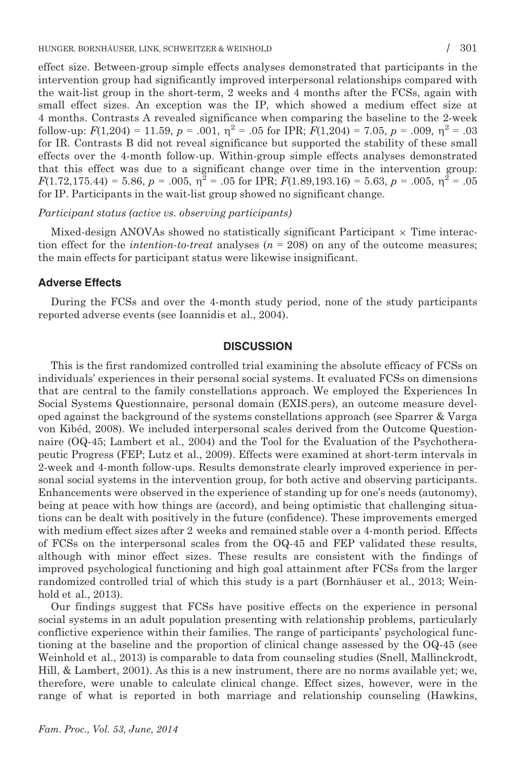effect size. Between-group simple effects analyses demonstrated that participants in the intervention group had significantly improved interpersonal relationships compared with the wait-list group in the short-term, 2 weeks and 4 months after the FCSs, again with small effect sizes. An exception was the IP, which showed a medium effect size at 4 months. Contrasts A revealed significance when comparing the baseline to the 2-week follow-up: $F(1,204) = 11.59$, $p = .001$, $\eta^2 = .05$ for IPR; $F(1,204) = 7.05$, $p = .009$, $\eta^2 = .03$ for IR. Contrasts B did not reveal significance but supported the stability of these small effects over the 4-month follow-up. Within-group simple effects analyses demonstrated that this effect was due to a significant change over time in the intervention group: $F(1.72,175.44) = 5.86$, $p = .005$, $\eta^2 = .05$ for IPR; $F(1.89,193.16) = 5.63$, $p = .005$, $\eta^2 = .05$ for IP. Participants in the wait-list group showed no significant change.

*Participant status (active vs. observing participants)*

Mixed-design ANOVAs showed no statistically significant Participant × Time interaction effect for the *intention-to-treat* analyses ($n = 208$) on any of the outcome measures; the main effects for participant status were likewise insignificant.

### Adverse Effects

During the FCSs and over the 4-month study period, none of the study participants reported adverse events (see Ioannidis et al., 2004).

## DISCUSSION

This is the first randomized controlled trial examining the absolute efficacy of FCSs on individuals' experiences in their personal social systems. It evaluated FCSs on dimensions that are central to the family constellations approach. We employed the Experiences In Social Systems Questionnaire, personal domain (EXIS.pers), an outcome measure developed against the background of the systems constellations approach (see Sparrer & Varga von Kibéd, 2008). We included interpersonal scales derived from the Outcome Questionnaire (OQ-45; Lambert et al., 2004) and the Tool for the Evaluation of the Psychotherapeutic Progress (FEP; Lutz et al., 2009). Effects were examined at short-term intervals in 2-week and 4-month follow-ups. Results demonstrate clearly improved experience in personal social systems in the intervention group, for both active and observing participants. Enhancements were observed in the experience of standing up for one's needs (autonomy), being at peace with how things are (accord), and being optimistic that challenging situations can be dealt with positively in the future (confidence). These improvements emerged with medium effect sizes after 2 weeks and remained stable over a 4-month period. Effects of FCSs on the interpersonal scales from the OQ-45 and FEP validated these results, although with minor effect sizes. These results are consistent with the findings of improved psychological functioning and high goal attainment after FCSs from the larger randomized controlled trial of which this study is a part (Bornhäuser et al., 2013; Weinhold et al., 2013).

Our findings suggest that FCSs have positive effects on the experience in personal social systems in an adult population presenting with relationship problems, particularly conflictive experience within their families. The range of participants' psychological functioning at the baseline and the proportion of clinical change assessed by the OQ-45 (see Weinhold et al., 2013) is comparable to data from counseling studies (Snell, Mallinckrodt, Hill, & Lambert, 2001). As this is a new instrument, there are no norms available yet; we, therefore, were unable to calculate clinical change. Effect sizes, however, were in the range of what is reported in both marriage and relationship counseling (Hawkins,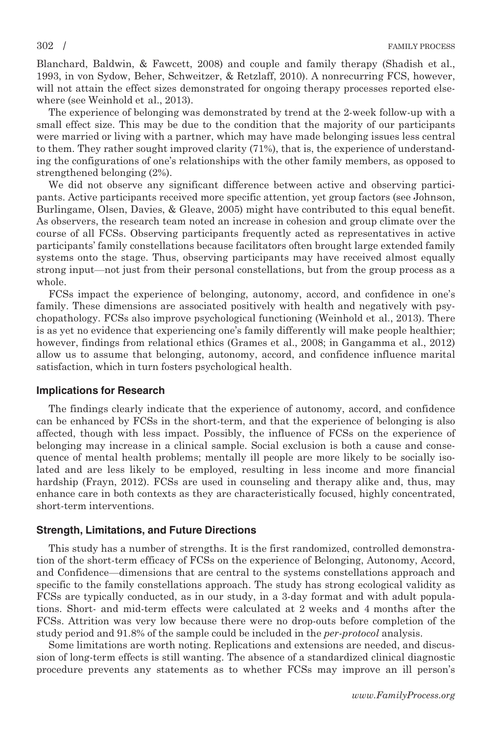Blanchard, Baldwin, & Fawcett, 2008) and couple and family therapy (Shadish et al., 1993, in von Sydow, Beher, Schweitzer, & Retzlaff, 2010). A nonrecurring FCS, however, will not attain the effect sizes demonstrated for ongoing therapy processes reported elsewhere (see Weinhold et al., 2013).

The experience of belonging was demonstrated by trend at the 2-week follow-up with a small effect size. This may be due to the condition that the majority of our participants were married or living with a partner, which may have made belonging issues less central to them. They rather sought improved clarity (71%), that is, the experience of understanding the configurations of one's relationships with the other family members, as opposed to strengthened belonging (2%).

We did not observe any significant difference between active and observing participants. Active participants received more specific attention, yet group factors (see Johnson, Burlingame, Olsen, Davies, & Gleave, 2005) might have contributed to this equal benefit. As observers, the research team noted an increase in cohesion and group climate over the course of all FCSs. Observing participants frequently acted as representatives in active participants' family constellations because facilitators often brought large extended family systems onto the stage. Thus, observing participants may have received almost equally strong input—not just from their personal constellations, but from the group process as a whole.

FCSs impact the experience of belonging, autonomy, accord, and confidence in one's family. These dimensions are associated positively with health and negatively with psychopathology. FCSs also improve psychological functioning (Weinhold et al., 2013). There is as yet no evidence that experiencing one's family differently will make people healthier; however, findings from relational ethics (Grames et al., 2008; in Gangamma et al., 2012) allow us to assume that belonging, autonomy, accord, and confidence influence marital satisfaction, which in turn fosters psychological health.

### Implications for Research

The findings clearly indicate that the experience of autonomy, accord, and confidence can be enhanced by FCSs in the short-term, and that the experience of belonging is also affected, though with less impact. Possibly, the influence of FCSs on the experience of belonging may increase in a clinical sample. Social exclusion is both a cause and consequence of mental health problems; mentally ill people are more likely to be socially isolated and are less likely to be employed, resulting in less income and more financial hardship (Frayn, 2012). FCSs are used in counseling and therapy alike and, thus, may enhance care in both contexts as they are characteristically focused, highly concentrated, short-term interventions.

### Strength, Limitations, and Future Directions

This study has a number of strengths. It is the first randomized, controlled demonstration of the short-term efficacy of FCSs on the experience of Belonging, Autonomy, Accord, and Confidence—dimensions that are central to the systems constellations approach and specific to the family constellations approach. The study has strong ecological validity as FCSs are typically conducted, as in our study, in a 3-day format and with adult populations. Short- and mid-term effects were calculated at 2 weeks and 4 months after the FCSs. Attrition was very low because there were no drop-outs before completion of the study period and 91.8% of the sample could be included in the *per-protocol* analysis.

Some limitations are worth noting. Replications and extensions are needed, and discussion of long-term effects is still wanting. The absence of a standardized clinical diagnostic procedure prevents any statements as to whether FCSs may improve an ill person's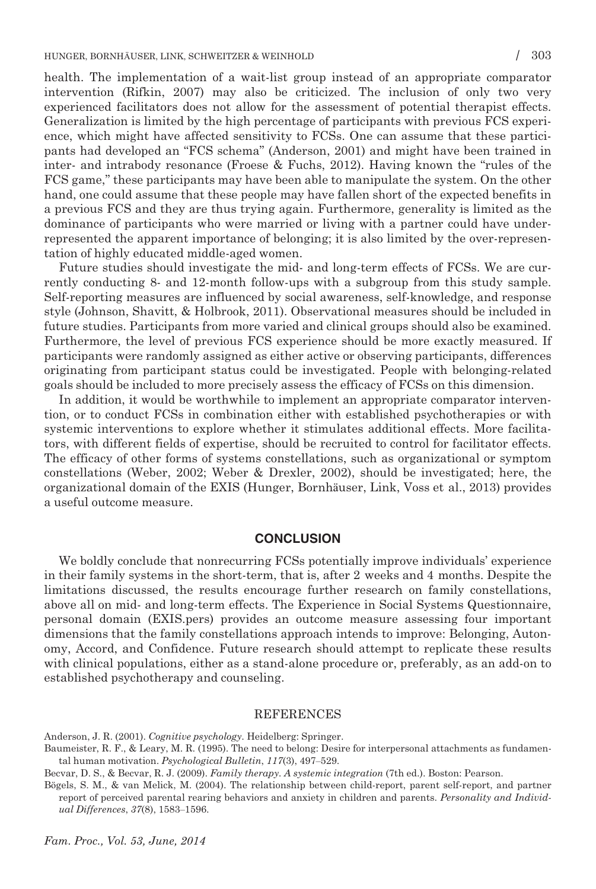health. The implementation of a wait-list group instead of an appropriate comparator intervention (Rifkin, 2007) may also be criticized. The inclusion of only two very experienced facilitators does not allow for the assessment of potential therapist effects. Generalization is limited by the high percentage of participants with previous FCS experience, which might have affected sensitivity to FCSs. One can assume that these participants had developed an "FCS schema" (Anderson, 2001) and might have been trained in inter- and intrabody resonance (Froese & Fuchs, 2012). Having known the "rules of the FCS game," these participants may have been able to manipulate the system. On the other hand, one could assume that these people may have fallen short of the expected benefits in a previous FCS and they are thus trying again. Furthermore, generality is limited as the dominance of participants who were married or living with a partner could have under-represented the apparent importance of belonging; it is also limited by the over-representation of highly educated middle-aged women.

Future studies should investigate the mid- and long-term effects of FCSs. We are currently conducting 8- and 12-month follow-ups with a subgroup from this study sample. Self-reporting measures are influenced by social awareness, self-knowledge, and response style (Johnson, Shavitt, & Holbrook, 2011). Observational measures should be included in future studies. Participants from more varied and clinical groups should also be examined. Furthermore, the level of previous FCS experience should be more exactly measured. If participants were randomly assigned as either active or observing participants, differences originating from participant status could be investigated. People with belonging-related goals should be included to more precisely assess the efficacy of FCSs on this dimension.

In addition, it would be worthwhile to implement an appropriate comparator intervention, or to conduct FCSs in combination either with established psychotherapies or with systemic interventions to explore whether it stimulates additional effects. More facilitators, with different fields of expertise, should be recruited to control for facilitator effects. The efficacy of other forms of systems constellations, such as organizational or symptom constellations (Weber, 2002; Weber & Drexler, 2002), should be investigated; here, the organizational domain of the EXIS (Hunger, Bornhäuser, Link, Voss et al., 2013) provides a useful outcome measure.

## CONCLUSION

We boldly conclude that nonrecurring FCSs potentially improve individuals' experience in their family systems in the short-term, that is, after 2 weeks and 4 months. Despite the limitations discussed, the results encourage further research on family constellations, above all on mid- and long-term effects. The Experience in Social Systems Questionnaire, personal domain (EXIS.pers) provides an outcome measure assessing four important dimensions that the family constellations approach intends to improve: Belonging, Autonomy, Accord, and Confidence. Future research should attempt to replicate these results with clinical populations, either as a stand-alone procedure or, preferably, as an add-on to established psychotherapy and counseling.

## REFERENCES

Anderson, J. R. (2001). *Cognitive psychology*. Heidelberg: Springer.

Baumeister, R. F., & Leary, M. R. (1995). The need to belong: Desire for interpersonal attachments as fundamental human motivation. *Psychological Bulletin*, *117*(3), 497–529.

Becvar, D. S., & Becvar, R. J. (2009). *Family therapy. A systemic integration* (7th ed.). Boston: Pearson.

Bögels, S. M., & van Melick, M. (2004). The relationship between child-report, parent self-report, and partner report of perceived parental rearing behaviors and anxiety in children and parents. *Personality and Individual Differences*, *37*(8), 1583–1596.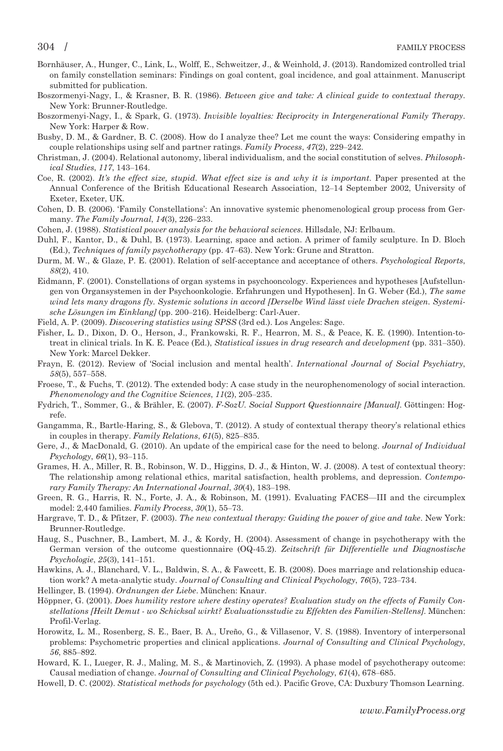Bornhäuser, A., Hunger, C., Link, L., Wolff, E., Schweitzer, J., & Weinhold, J. (2013). Randomized controlled trial on family constellation seminars: Findings on goal content, goal incidence, and goal attainment. Manuscript submitted for publication.

Boszormenyi-Nagy, I., & Krasner, B. R. (1986). *Between give and take: A clinical guide to contextual therapy*. New York: Brunner-Routledge.

Boszormenyi-Nagy, I., & Spark, G. (1973). *Invisible loyalties: Reciprocity in Intergenerational Family Therapy*. New York: Harper & Row.

Busby, D. M., & Gardner, B. C. (2008). How do I analyze thee? Let me count the ways: Considering empathy in couple relationships using self and partner ratings. *Family Process*, *47*(2), 229–242.

Christman, J. (2004). Relational autonomy, liberal individualism, and the social constitution of selves. *Philosophical Studies*, *117*, 143–164.

Coe, R. (2002). *It's the effect size, stupid. What effect size is and why it is important*. Paper presented at the Annual Conference of the British Educational Research Association, 12–14 September 2002, University of Exeter, Exeter, UK.

Cohen, D. B. (2006). 'Family Constellations': An innovative systemic phenomenological group process from Germany. *The Family Journal*, *14*(3), 226–233.

Cohen, J. (1988). *Statistical power analysis for the behavioral sciences*. Hillsdale, NJ: Erlbaum.

Duhl, F., Kantor, D., & Duhl, B. (1973). Learning, space and action. A primer of family sculpture. In D. Bloch (Ed.), *Techniques of family psychotherapy* (pp. 47–63). New York: Grune and Stratton.

Durm, M. W., & Glaze, P. E. (2001). Relation of self-acceptance and acceptance of others. *Psychological Reports*, *88*(2), 410.

Eidmann, F. (2001). Constellations of organ systems in psychooncology. Experiences and hypotheses [Aufstellungen von Organsystemen in der Psychoonkologie. Erfahrungen und Hypothesen]. In G. Weber (Ed.), *The same wind lets many dragons fly. Systemic solutions in accord [Derselbe Wind lässt viele Drachen steigen. Systemische Lösungen im Einklang]* (pp. 200–216). Heidelberg: Carl-Auer.

Field, A. P. (2009). *Discovering statistics using SPSS* (3rd ed.). Los Angeles: Sage.

Fisher, L. D., Dixon, D. O., Herson, J., Frankowski, R. F., Hearron, M. S., & Peace, K. E. (1990). Intention-to-treat in clinical trials. In K. E. Peace (Ed.), *Statistical issues in drug research and development* (pp. 331–350). New York: Marcel Dekker.

Frayn, E. (2012). Review of 'Social inclusion and mental health'. *International Journal of Social Psychiatry*, *58*(5), 557–558.

Froese, T., & Fuchs, T. (2012). The extended body: A case study in the neurophenomenology of social interaction. *Phenomenology and the Cognitive Sciences*, *11*(2), 205–235.

Fydrich, T., Sommer, G., & Brähler, E. (2007). *F-SozU. Social Support Questionnaire [Manual]*. Göttingen: Hogrefe.

Gangamma, R., Bartle-Haring, S., & Glebova, T. (2012). A study of contextual therapy theory's relational ethics in couples in therapy. *Family Relations*, *61*(5), 825–835.

Gere, J., & MacDonald, G. (2010). An update of the empirical case for the need to belong. *Journal of Individual Psychology*, *66*(1), 93–115.

Grames, H. A., Miller, R. B., Robinson, W. D., Higgins, D. J., & Hinton, W. J. (2008). A test of contextual theory: The relationship among relational ethics, marital satisfaction, health problems, and depression. *Contemporary Family Therapy: An International Journal*, *30*(4), 183–198.

Green, R. G., Harris, R. N., Forte, J. A., & Robinson, M. (1991). Evaluating FACES—III and the circumplex model: 2,440 families. *Family Process*, *30*(1), 55–73.

Hargrave, T. D., & Pfitzer, F. (2003). *The new contextual therapy: Guiding the power of give and take*. New York: Brunner-Routledge.

Haug, S., Puschner, B., Lambert, M. J., & Kordy, H. (2004). Assessment of change in psychotherapy with the German version of the outcome questionnaire (OQ-45.2). *Zeitschrift für Differentielle und Diagnostische Psychologie*, *25*(3), 141–151.

Hawkins, A. J., Blanchard, V. L., Baldwin, S. A., & Fawcett, E. B. (2008). Does marriage and relationship education work? A meta-analytic study. *Journal of Consulting and Clinical Psychology*, *76*(5), 723–734.

Hellinger, B. (1994). *Ordnungen der Liebe*. München: Knaur.

Höppner, G. (2001). *Does humility restore where destiny operates? Evaluation study on the effects of Family Constellations [Heilt Demut - wo Schicksal wirkt? Evaluationsstudie zu Effekten des Familien-Stellens]*. München: Profil-Verlag.

Horowitz, L. M., Rosenberg, S. E., Baer, B. A., Ureño, G., & Villasenor, V. S. (1988). Inventory of interpersonal problems: Psychometric properties and clinical applications. *Journal of Consulting and Clinical Psychology*, *56*, 885–892.

Howard, K. I., Lueger, R. J., Maling, M. S., & Martinovich, Z. (1993). A phase model of psychotherapy outcome: Causal mediation of change. *Journal of Consulting and Clinical Psychology*, *61*(4), 678–685.

Howell, D. C. (2002). *Statistical methods for psychology* (5th ed.). Pacific Grove, CA: Duxbury Thomson Learning.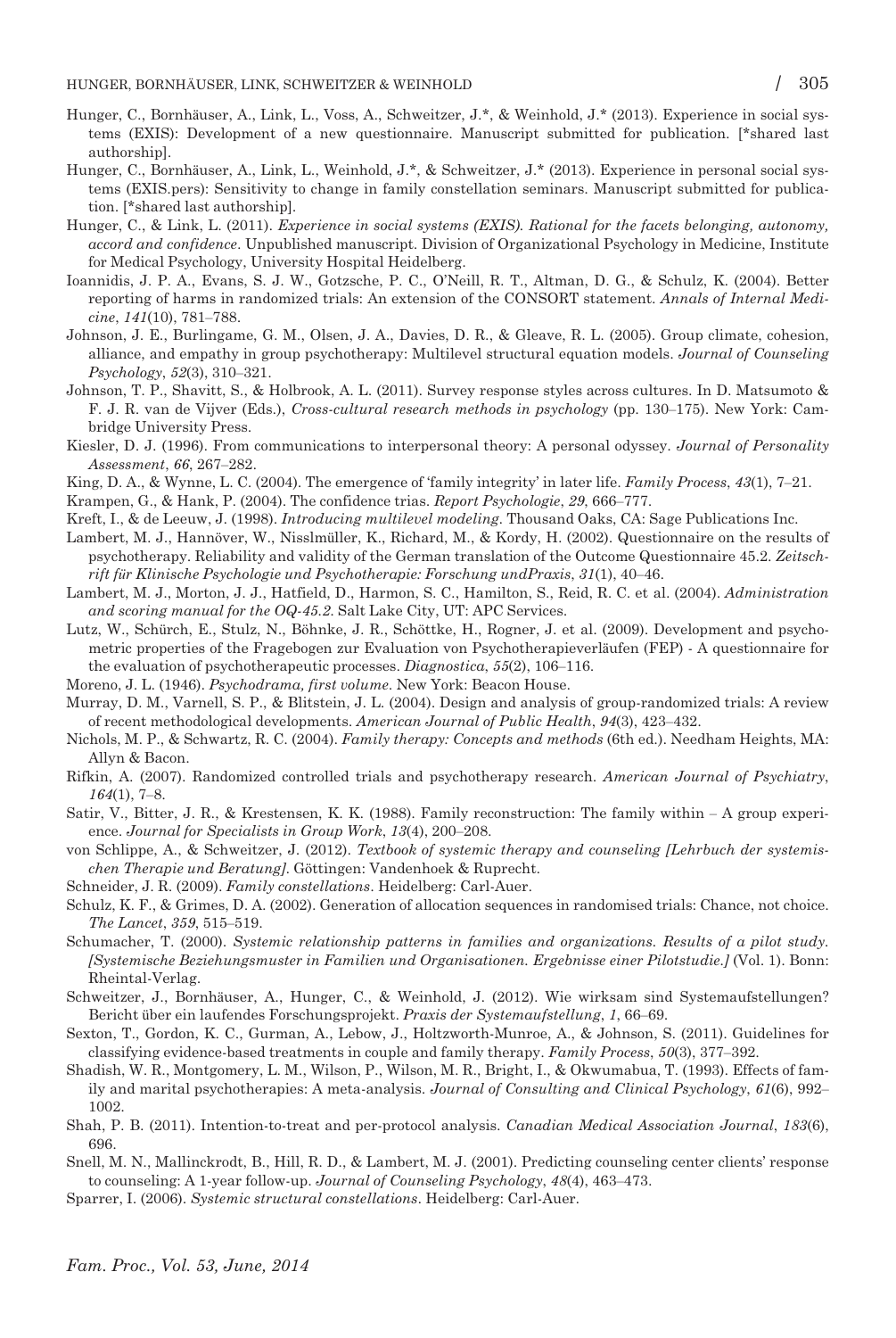Hunger, C., Bornhäuser, A., Link, L., Voss, A., Schweitzer, J.*, & Weinhold, J.* (2013). Experience in social systems (EXIS): Development of a new questionnaire. Manuscript submitted for publication. [*shared last authorship].

Hunger, C., Bornhäuser, A., Link, L., Weinhold, J.*, & Schweitzer, J.* (2013). Experience in personal social systems (EXIS.pers): Sensitivity to change in family constellation seminars. Manuscript submitted for publication. [*shared last authorship].

Hunger, C., & Link, L. (2011). *Experience in social systems (EXIS). Rational for the facets belonging, autonomy, accord and confidence*. Unpublished manuscript. Division of Organizational Psychology in Medicine, Institute for Medical Psychology, University Hospital Heidelberg.

Ioannidis, J. P. A., Evans, S. J. W., Gotzsche, P. C., O'Neill, R. T., Altman, D. G., & Schulz, K. (2004). Better reporting of harms in randomized trials: An extension of the CONSORT statement. *Annals of Internal Medicine*, *141*(10), 781–788.

Johnson, J. E., Burlingame, G. M., Olsen, J. A., Davies, D. R., & Gleave, R. L. (2005). Group climate, cohesion, alliance, and empathy in group psychotherapy: Multilevel structural equation models. *Journal of Counseling Psychology*, *52*(3), 310–321.

Johnson, T. P., Shavitt, S., & Holbrook, A. L. (2011). Survey response styles across cultures. In D. Matsumoto & F. J. R. van de Vijver (Eds.), *Cross-cultural research methods in psychology* (pp. 130–175). New York: Cambridge University Press.

Kiesler, D. J. (1996). From communications to interpersonal theory: A personal odyssey. *Journal of Personality Assessment*, *66*, 267–282.

King, D. A., & Wynne, L. C. (2004). The emergence of 'family integrity' in later life. *Family Process*, *43*(1), 7–21.

Krampen, G., & Hank, P. (2004). The confidence trias. *Report Psychologie*, *29*, 666–777.

Kreft, I., & de Leeuw, J. (1998). *Introducing multilevel modeling*. Thousand Oaks, CA: Sage Publications Inc.

Lambert, M. J., Hannöver, W., Nisslmüller, K., Richard, M., & Kordy, H. (2002). Questionnaire on the results of psychotherapy. Reliability and validity of the German translation of the Outcome Questionnaire 45.2. *Zeitschrift für Klinische Psychologie und Psychotherapie: Forschung undPraxis*, *31*(1), 40–46.

Lambert, M. J., Morton, J. J., Hatfield, D., Harmon, S. C., Hamilton, S., Reid, R. C. et al. (2004). *Administration and scoring manual for the OQ-45.2*. Salt Lake City, UT: APC Services.

Lutz, W., Schürch, E., Stulz, N., Böhnke, J. R., Schöttke, H., Rogner, J. et al. (2009). Development and psychometric properties of the Fragebogen zur Evaluation von Psychotherapieverläufen (FEP) - A questionnaire for the evaluation of psychotherapeutic processes. *Diagnostica*, *55*(2), 106–116.

Moreno, J. L. (1946). *Psychodrama, first volume*. New York: Beacon House.

Murray, D. M., Varnell, S. P., & Blitstein, J. L. (2004). Design and analysis of group-randomized trials: A review of recent methodological developments. *American Journal of Public Health*, *94*(3), 423–432.

Nichols, M. P., & Schwartz, R. C. (2004). *Family therapy: Concepts and methods* (6th ed.). Needham Heights, MA: Allyn & Bacon.

Rifkin, A. (2007). Randomized controlled trials and psychotherapy research. *American Journal of Psychiatry*, *164*(1), 7–8.

Satir, V., Bitter, J. R., & Krestensen, K. K. (1988). Family reconstruction: The family within – A group experience. *Journal for Specialists in Group Work*, *13*(4), 200–208.

von Schlippe, A., & Schweitzer, J. (2012). *Textbook of systemic therapy and counseling [Lehrbuch der systemischen Therapie und Beratung]*. Göttingen: Vandenhoek & Ruprecht.

Schneider, J. R. (2009). *Family constellations*. Heidelberg: Carl-Auer.

Schulz, K. F., & Grimes, D. A. (2002). Generation of allocation sequences in randomised trials: Chance, not choice. *The Lancet*, *359*, 515–519.

Schumacher, T. (2000). *Systemic relationship patterns in families and organizations. Results of a pilot study. [Systemische Beziehungsmuster in Familien und Organisationen. Ergebnisse einer Pilotstudie.]* (Vol. 1). Bonn: Rheintal-Verlag.

Schweitzer, J., Bornhäuser, A., Hunger, C., & Weinhold, J. (2012). Wie wirksam sind Systemaufstellungen? Bericht über ein laufendes Forschungsprojekt. *Praxis der Systemaufstellung*, *1*, 66–69.

Sexton, T., Gordon, K. C., Gurman, A., Lebow, J., Holtzworth-Munroe, A., & Johnson, S. (2011). Guidelines for classifying evidence-based treatments in couple and family therapy. *Family Process*, *50*(3), 377–392.

Shadish, W. R., Montgomery, L. M., Wilson, P., Wilson, M. R., Bright, I., & Okwumabua, T. (1993). Effects of family and marital psychotherapies: A meta-analysis. *Journal of Consulting and Clinical Psychology*, *61*(6), 992–1002.

Shah, P. B. (2011). Intention-to-treat and per-protocol analysis. *Canadian Medical Association Journal*, *183*(6), 696.

Snell, M. N., Mallinckrodt, B., Hill, R. D., & Lambert, M. J. (2001). Predicting counseling center clients' response to counseling: A 1-year follow-up. *Journal of Counseling Psychology*, *48*(4), 463–473.

Sparrer, I. (2006). *Systemic structural constellations*. Heidelberg: Carl-Auer.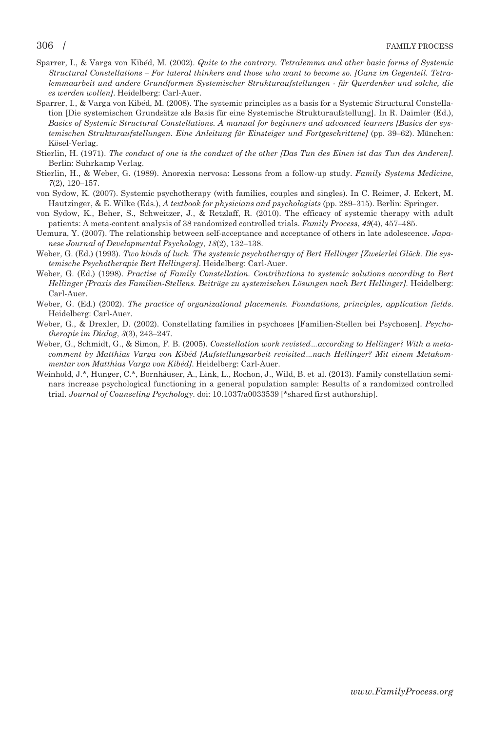Sparrer, I., & Varga von Kibéd, M. (2002). *Quite to the contrary. Tetralemma and other basic forms of Systemic Structural Constellations – For lateral thinkers and those who want to become so. [Ganz im Gegenteil. Tetralemmaarbeit und andere Grundformen Systemischer Strukturaufstellungen - für Querdenker und solche, die es werden wollen]*. Heidelberg: Carl-Auer.

Sparrer, I., & Varga von Kibéd, M. (2008). The systemic principles as a basis for a Systemic Structural Constellation [Die systemischen Grundsätze als Basis für eine Systemische Strukturaufstellung]. In R. Daimler (Ed.), *Basics of Systemic Structural Constellations. A manual for beginners and advanced learners [Basics der systemischen Strukturaufstellungen. Eine Anleitung für Einsteiger und Fortgeschrittene]* (pp. 39–62). München: Kösel-Verlag.

Stierlin, H. (1971). *The conduct of one is the conduct of the other [Das Tun des Einen ist das Tun des Anderen]*. Berlin: Suhrkamp Verlag.

Stierlin, H., & Weber, G. (1989). Anorexia nervosa: Lessons from a follow-up study. *Family Systems Medicine*, *7*(2), 120–157.

von Sydow, K. (2007). Systemic psychotherapy (with families, couples and singles). In C. Reimer, J. Eckert, M. Hautzinger, & E. Wilke (Eds.), *A textbook for physicians and psychologists* (pp. 289–315). Berlin: Springer.

von Sydow, K., Beher, S., Schweitzer, J., & Retzlaff, R. (2010). The efficacy of systemic therapy with adult patients: A meta-content analysis of 38 randomized controlled trials. *Family Process*, *49*(4), 457–485.

Uemura, Y. (2007). The relationship between self-acceptance and acceptance of others in late adolescence. *Japanese Journal of Developmental Psychology*, *18*(2), 132–138.

Weber, G. (Ed.) (1993). *Two kinds of luck. The systemic psychotherapy of Bert Hellinger [Zweierlei Glück. Die systemische Psychotherapie Bert Hellingers]*. Heidelberg: Carl-Auer.

Weber, G. (Ed.) (1998). *Practise of Family Constellation. Contributions to systemic solutions according to Bert Hellinger [Praxis des Familien-Stellens. Beiträge zu systemischen Lösungen nach Bert Hellinger]*. Heidelberg: Carl-Auer.

Weber, G. (Ed.) (2002). *The practice of organizational placements. Foundations, principles, application fields*. Heidelberg: Carl-Auer.

Weber, G., & Drexler, D. (2002). Constellating families in psychoses [Familien-Stellen bei Psychosen]. *Psychotherapie im Dialog*, *3*(3), 243–247.

Weber, G., Schmidt, G., & Simon, F. B. (2005). *Constellation work revisited...according to Hellinger? With a metacomment by Matthias Varga von Kibéd [Aufstellungsarbeit revisited...nach Hellinger? Mit einem Metakommentar von Matthias Varga von Kibéd]*. Heidelberg: Carl-Auer.

Weinhold, J.*, Hunger, C.*, Bornhäuser, A., Link, L., Rochon, J., Wild, B. et al. (2013). Family constellation seminars increase psychological functioning in a general population sample: Results of a randomized controlled trial. *Journal of Counseling Psychology*. doi: 10.1037/a0033539 [*shared first authorship].